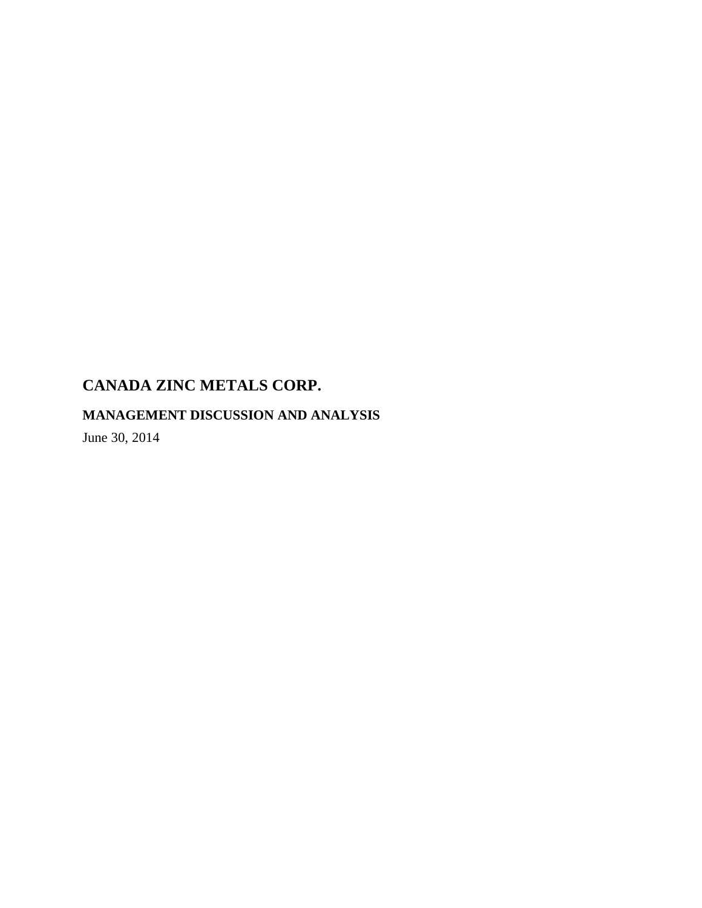# CANADA ZINC METALS CORP.

## MANAGEMENT DISCUSSION AND ANALYSIS

June 30, 2014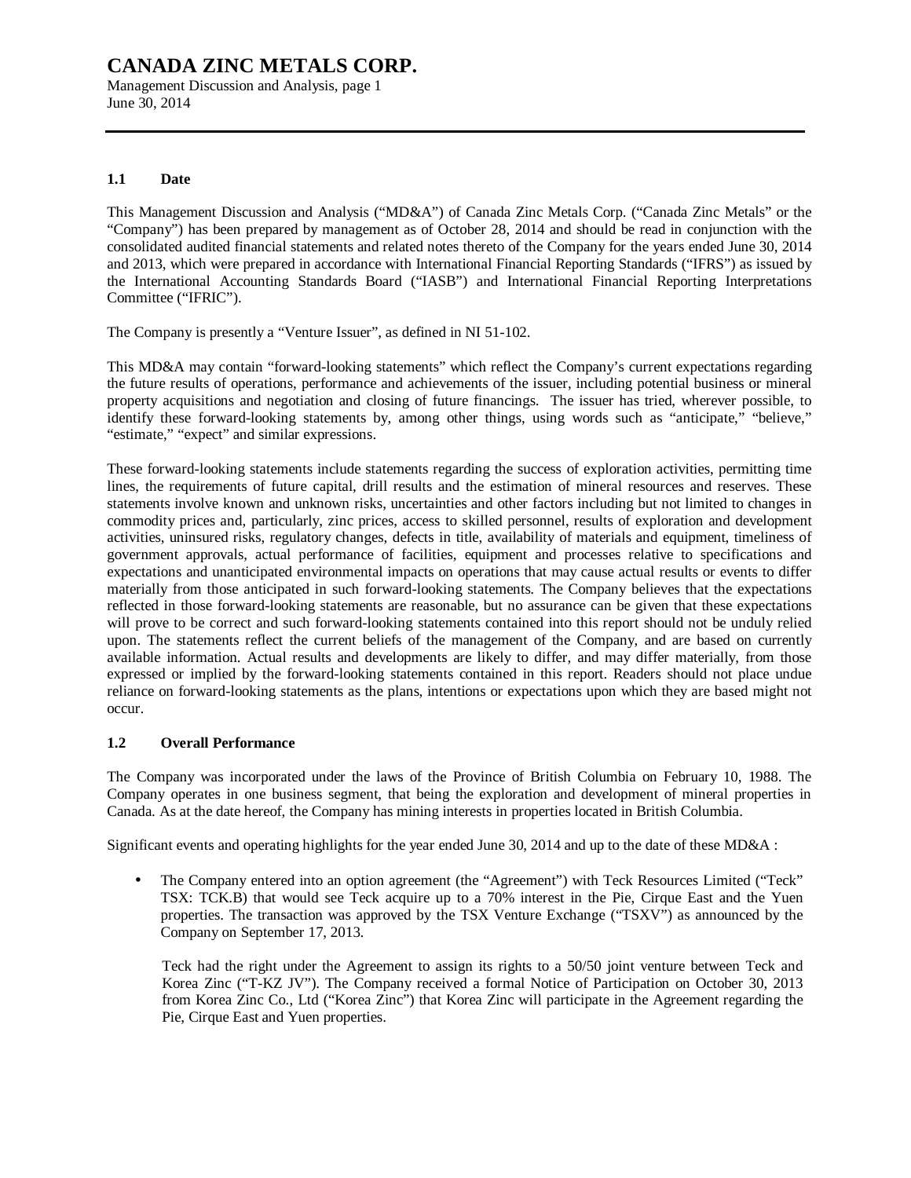### 1.1 Date

This Management Discussion and Analysis ("MD&A") of Canada Zinc Metals Corp. ("Canada Zinc Metals" or the "Company") has been prepared by management as of October 28, 2014 and should be read in conjunction with the consolidated audited financial statements and related notes thereto of the Company for the years ended June 30, 2014 and 2013, which were prepared in accordance with International Financial Reporting Standards ("IFRS") as issued by the International Accounting Standards Board ("IASB") and International Financial Reporting Interpretations Committee ("IFRIC").

The Company is presently a "Venture Issuer", as defined in NI 51-102.

This MD&A may contain "forward-looking statements" which reflect the Company's current expectations regarding the future results of operations, performance and achievements of the issuer, including potential business or mineral property acquisitions and negotiation and closing of future financings. The issuer has tried, wherever possible, to identify these forward-looking statements by, among other things, using words such as "anticipate," "believe," "estimate," "expect" and similar expressions.

These forward-looking statements include statements regarding the success of exploration activities, permitting time lines, the requirements of future capital, drill results and the estimation of mineral resources and reserves. These statements involve known and unknown risks, uncertainties and other factors including but not limited to changes in commodity prices and, particularly, zinc prices, access to skilled personnel, results of exploration and development activities, uninsured risks, regulatory changes, defects in title, availability of materials and equipment, timeliness of government approvals, actual performance of facilities, equipment and processes relative to specifications and expectations and unanticipated environmental impacts on operations that may cause actual results or events to differ materially from those anticipated in such forward-looking statements. The Company believes that the expectations reflected in those forward-looking statements are reasonable, but no assurance can be given that these expectations will prove to be correct and such forward-looking statements contained into this report should not be unduly relied upon. The statements reflect the current beliefs of the management of the Company, and are based on currently available information. Actual results and developments are likely to differ, and may differ materially, from those expressed or implied by the forward-looking statements contained in this report. Readers should not place undue reliance on forward-looking statements as the plans, intentions or expectations upon which they are based might not occur.

### 1.2 Overall Performance

The Company was incorporated under the laws of the Province of British Columbia on February 10, 1988. The Company operates in one business segment, that being the exploration and development of mineral properties in Canada. As at the date hereof, the Company has mining interests in properties located in British Columbia.

Significant events and operating highlights for the year ended June 30, 2014 and up to the date of these MD&A :

- The Company entered into an option agreement (the "Agreement") with Teck Resources Limited ("Teck" TSX: TCK.B) that would see Teck acquire up to a 70% interest in the Pie, Cirque East and the Yuen properties. The transaction was approved by the TSX Venture Exchange ("TSXV") as announced by the Company on September 17, 2013.

  Teck had the right under the Agreement to assign its rights to a 50/50 joint venture between Teck and Korea Zinc ("T-KZ JV"). The Company received a formal Notice of Participation on October 30, 2013 from Korea Zinc Co., Ltd ("Korea Zinc") that Korea Zinc will participate in the Agreement regarding the Pie, Cirque East and Yuen properties.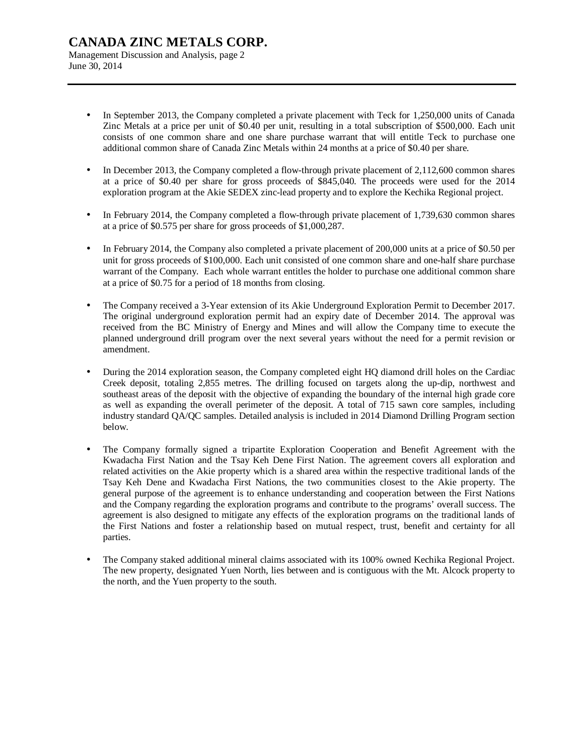- In September 2013, the Company completed a private placement with Teck for 1,250,000 units of Canada Zinc Metals at a price per unit of $0.40 per unit, resulting in a total subscription of $500,000. Each unit consists of one common share and one share purchase warrant that will entitle Teck to purchase one additional common share of Canada Zinc Metals within 24 months at a price of $0.40 per share.

- In December 2013, the Company completed a flow-through private placement of 2,112,600 common shares at a price of $0.40 per share for gross proceeds of $845,040. The proceeds were used for the 2014 exploration program at the Akie SEDEX zinc-lead property and to explore the Kechika Regional project.

- In February 2014, the Company completed a flow-through private placement of 1,739,630 common shares at a price of $0.575 per share for gross proceeds of $1,000,287.

- In February 2014, the Company also completed a private placement of 200,000 units at a price of $0.50 per unit for gross proceeds of $100,000. Each unit consisted of one common share and one-half share purchase warrant of the Company. Each whole warrant entitles the holder to purchase one additional common share at a price of $0.75 for a period of 18 months from closing.

- The Company received a 3-Year extension of its Akie Underground Exploration Permit to December 2017. The original underground exploration permit had an expiry date of December 2014. The approval was received from the BC Ministry of Energy and Mines and will allow the Company time to execute the planned underground drill program over the next several years without the need for a permit revision or amendment.

- During the 2014 exploration season, the Company completed eight HQ diamond drill holes on the Cardiac Creek deposit, totaling 2,855 metres. The drilling focused on targets along the up-dip, northwest and southeast areas of the deposit with the objective of expanding the boundary of the internal high grade core as well as expanding the overall perimeter of the deposit. A total of 715 sawn core samples, including industry standard QA/QC samples. Detailed analysis is included in 2014 Diamond Drilling Program section below.

- The Company formally signed a tripartite Exploration Cooperation and Benefit Agreement with the Kwadacha First Nation and the Tsay Keh Dene First Nation. The agreement covers all exploration and related activities on the Akie property which is a shared area within the respective traditional lands of the Tsay Keh Dene and Kwadacha First Nations, the two communities closest to the Akie property. The general purpose of the agreement is to enhance understanding and cooperation between the First Nations and the Company regarding the exploration programs and contribute to the programs' overall success. The agreement is also designed to mitigate any effects of the exploration programs on the traditional lands of the First Nations and foster a relationship based on mutual respect, trust, benefit and certainty for all parties.

- The Company staked additional mineral claims associated with its 100% owned Kechika Regional Project. The new property, designated Yuen North, lies between and is contiguous with the Mt. Alcock property to the north, and the Yuen property to the south.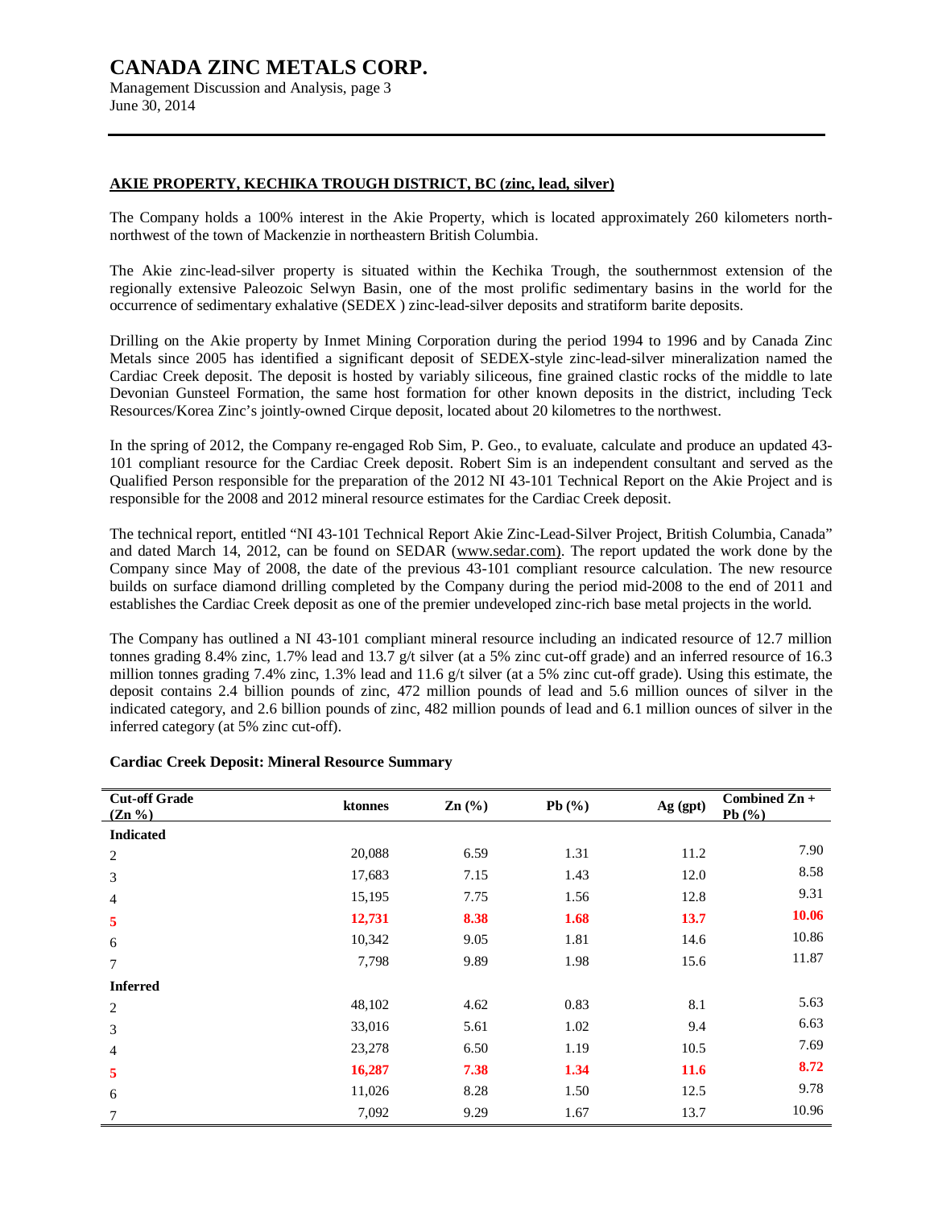## AKIE PROPERTY, KECHIKA TROUGH DISTRICT, BC (zinc, lead, silver)

The Company holds a 100% interest in the Akie Property, which is located approximately 260 kilometers north-northwest of the town of Mackenzie in northeastern British Columbia.

The Akie zinc-lead-silver property is situated within the Kechika Trough, the southernmost extension of the regionally extensive Paleozoic Selwyn Basin, one of the most prolific sedimentary basins in the world for the occurrence of sedimentary exhalative (SEDEX ) zinc-lead-silver deposits and stratiform barite deposits.

Drilling on the Akie property by Inmet Mining Corporation during the period 1994 to 1996 and by Canada Zinc Metals since 2005 has identified a significant deposit of SEDEX-style zinc-lead-silver mineralization named the Cardiac Creek deposit. The deposit is hosted by variably siliceous, fine grained clastic rocks of the middle to late Devonian Gunsteel Formation, the same host formation for other known deposits in the district, including Teck Resources/Korea Zinc's jointly-owned Cirque deposit, located about 20 kilometres to the northwest.

In the spring of 2012, the Company re-engaged Rob Sim, P. Geo., to evaluate, calculate and produce an updated 43-101 compliant resource for the Cardiac Creek deposit. Robert Sim is an independent consultant and served as the Qualified Person responsible for the preparation of the 2012 NI 43-101 Technical Report on the Akie Project and is responsible for the 2008 and 2012 mineral resource estimates for the Cardiac Creek deposit.

The technical report, entitled "NI 43-101 Technical Report Akie Zinc-Lead-Silver Project, British Columbia, Canada" and dated March 14, 2012, can be found on SEDAR (www.sedar.com). The report updated the work done by the Company since May of 2008, the date of the previous 43-101 compliant resource calculation. The new resource builds on surface diamond drilling completed by the Company during the period mid-2008 to the end of 2011 and establishes the Cardiac Creek deposit as one of the premier undeveloped zinc-rich base metal projects in the world.

The Company has outlined a NI 43-101 compliant mineral resource including an indicated resource of 12.7 million tonnes grading 8.4% zinc, 1.7% lead and 13.7 g/t silver (at a 5% zinc cut-off grade) and an inferred resource of 16.3 million tonnes grading 7.4% zinc, 1.3% lead and 11.6 g/t silver (at a 5% zinc cut-off grade). Using this estimate, the deposit contains 2.4 billion pounds of zinc, 472 million pounds of lead and 5.6 million ounces of silver in the indicated category, and 2.6 billion pounds of zinc, 482 million pounds of lead and 6.1 million ounces of silver in the inferred category (at 5% zinc cut-off).

**Cardiac Creek Deposit: Mineral Resource Summary**

| Cut-off Grade (Zn %) | ktonnes | Zn (%) | Pb (%) | Ag (gpt) | Combined Zn + Pb (%) |
|---|---|---|---|---|---|
| **Indicated** | | | | | |
| 2 | 20,088 | 6.59 | 1.31 | 11.2 | 7.90 |
| 3 | 17,683 | 7.15 | 1.43 | 12.0 | 8.58 |
| 4 | 15,195 | 7.75 | 1.56 | 12.8 | 9.31 |
| **5** | **12,731** | **8.38** | **1.68** | **13.7** | **10.06** |
| 6 | 10,342 | 9.05 | 1.81 | 14.6 | 10.86 |
| 7 | 7,798 | 9.89 | 1.98 | 15.6 | 11.87 |
| **Inferred** | | | | | |
| 2 | 48,102 | 4.62 | 0.83 | 8.1 | 5.63 |
| 3 | 33,016 | 5.61 | 1.02 | 9.4 | 6.63 |
| 4 | 23,278 | 6.50 | 1.19 | 10.5 | 7.69 |
| **5** | **16,287** | **7.38** | **1.34** | **11.6** | **8.72** |
| 6 | 11,026 | 8.28 | 1.50 | 12.5 | 9.78 |
| 7 | 7,092 | 9.29 | 1.67 | 13.7 | 10.96 |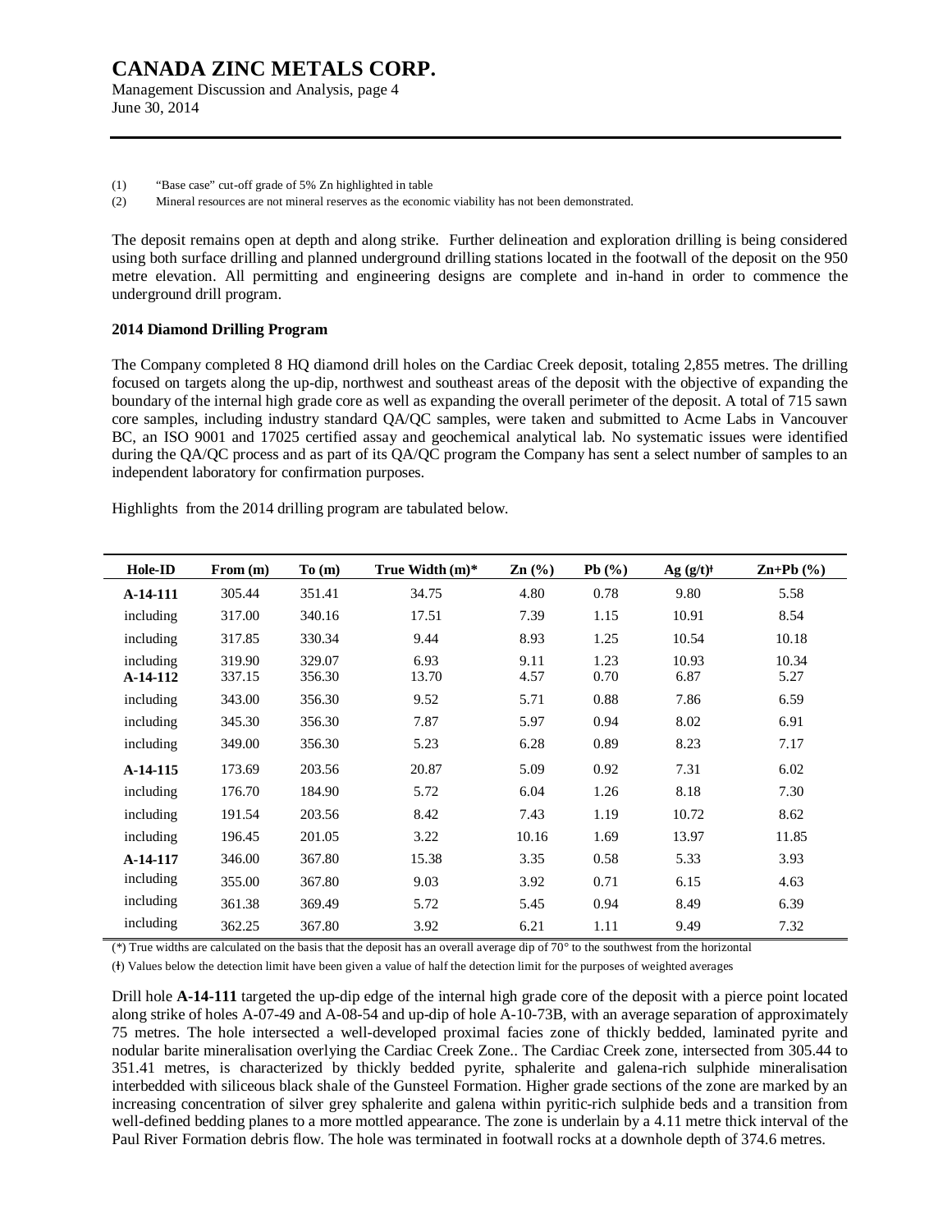(1) "Base case" cut-off grade of 5% Zn highlighted in table

(2) Mineral resources are not mineral reserves as the economic viability has not been demonstrated.

The deposit remains open at depth and along strike. Further delineation and exploration drilling is being considered using both surface drilling and planned underground drilling stations located in the footwall of the deposit on the 950 metre elevation. All permitting and engineering designs are complete and in-hand in order to commence the underground drill program.

**2014 Diamond Drilling Program**

The Company completed 8 HQ diamond drill holes on the Cardiac Creek deposit, totaling 2,855 metres. The drilling focused on targets along the up-dip, northwest and southeast areas of the deposit with the objective of expanding the boundary of the internal high grade core as well as expanding the overall perimeter of the deposit. A total of 715 sawn core samples, including industry standard QA/QC samples, were taken and submitted to Acme Labs in Vancouver BC, an ISO 9001 and 17025 certified assay and geochemical analytical lab. No systematic issues were identified during the QA/QC process and as part of its QA/QC program the Company has sent a select number of samples to an independent laboratory for confirmation purposes.

Highlights from the 2014 drilling program are tabulated below.

| Hole-ID | From (m) | To (m) | True Width (m)* | Zn (%) | Pb (%) | Ag (g/t)ǂ | Zn+Pb (%) |
|---|---|---|---|---|---|---|---|
| **A-14-111** | 305.44 | 351.41 | 34.75 | 4.80 | 0.78 | 9.80 | 5.58 |
| including | 317.00 | 340.16 | 17.51 | 7.39 | 1.15 | 10.91 | 8.54 |
| including | 317.85 | 330.34 | 9.44 | 8.93 | 1.25 | 10.54 | 10.18 |
| including | 319.90 | 329.07 | 6.93 | 9.11 | 1.23 | 10.93 | 10.34 |
| **A-14-112** | 337.15 | 356.30 | 13.70 | 4.57 | 0.70 | 6.87 | 5.27 |
| including | 343.00 | 356.30 | 9.52 | 5.71 | 0.88 | 7.86 | 6.59 |
| including | 345.30 | 356.30 | 7.87 | 5.97 | 0.94 | 8.02 | 6.91 |
| including | 349.00 | 356.30 | 5.23 | 6.28 | 0.89 | 8.23 | 7.17 |
| **A-14-115** | 173.69 | 203.56 | 20.87 | 5.09 | 0.92 | 7.31 | 6.02 |
| including | 176.70 | 184.90 | 5.72 | 6.04 | 1.26 | 8.18 | 7.30 |
| including | 191.54 | 203.56 | 8.42 | 7.43 | 1.19 | 10.72 | 8.62 |
| including | 196.45 | 201.05 | 3.22 | 10.16 | 1.69 | 13.97 | 11.85 |
| **A-14-117** | 346.00 | 367.80 | 15.38 | 3.35 | 0.58 | 5.33 | 3.93 |
| including | 355.00 | 367.80 | 9.03 | 3.92 | 0.71 | 6.15 | 4.63 |
| including | 361.38 | 369.49 | 5.72 | 5.45 | 0.94 | 8.49 | 6.39 |
| including | 362.25 | 367.80 | 3.92 | 6.21 | 1.11 | 9.49 | 7.32 |

(*) True widths are calculated on the basis that the deposit has an overall average dip of 70° to the southwest from the horizontal

(ǂ) Values below the detection limit have been given a value of half the detection limit for the purposes of weighted averages

Drill hole **A-14-111** targeted the up-dip edge of the internal high grade core of the deposit with a pierce point located along strike of holes A-07-49 and A-08-54 and up-dip of hole A-10-73B, with an average separation of approximately 75 metres. The hole intersected a well-developed proximal facies zone of thickly bedded, laminated pyrite and nodular barite mineralisation overlying the Cardiac Creek Zone.. The Cardiac Creek zone, intersected from 305.44 to 351.41 metres, is characterized by thickly bedded pyrite, sphalerite and galena-rich sulphide mineralisation interbedded with siliceous black shale of the Gunsteel Formation. Higher grade sections of the zone are marked by an increasing concentration of silver grey sphalerite and galena within pyritic-rich sulphide beds and a transition from well-defined bedding planes to a more mottled appearance. The zone is underlain by a 4.11 metre thick interval of the Paul River Formation debris flow. The hole was terminated in footwall rocks at a downhole depth of 374.6 metres.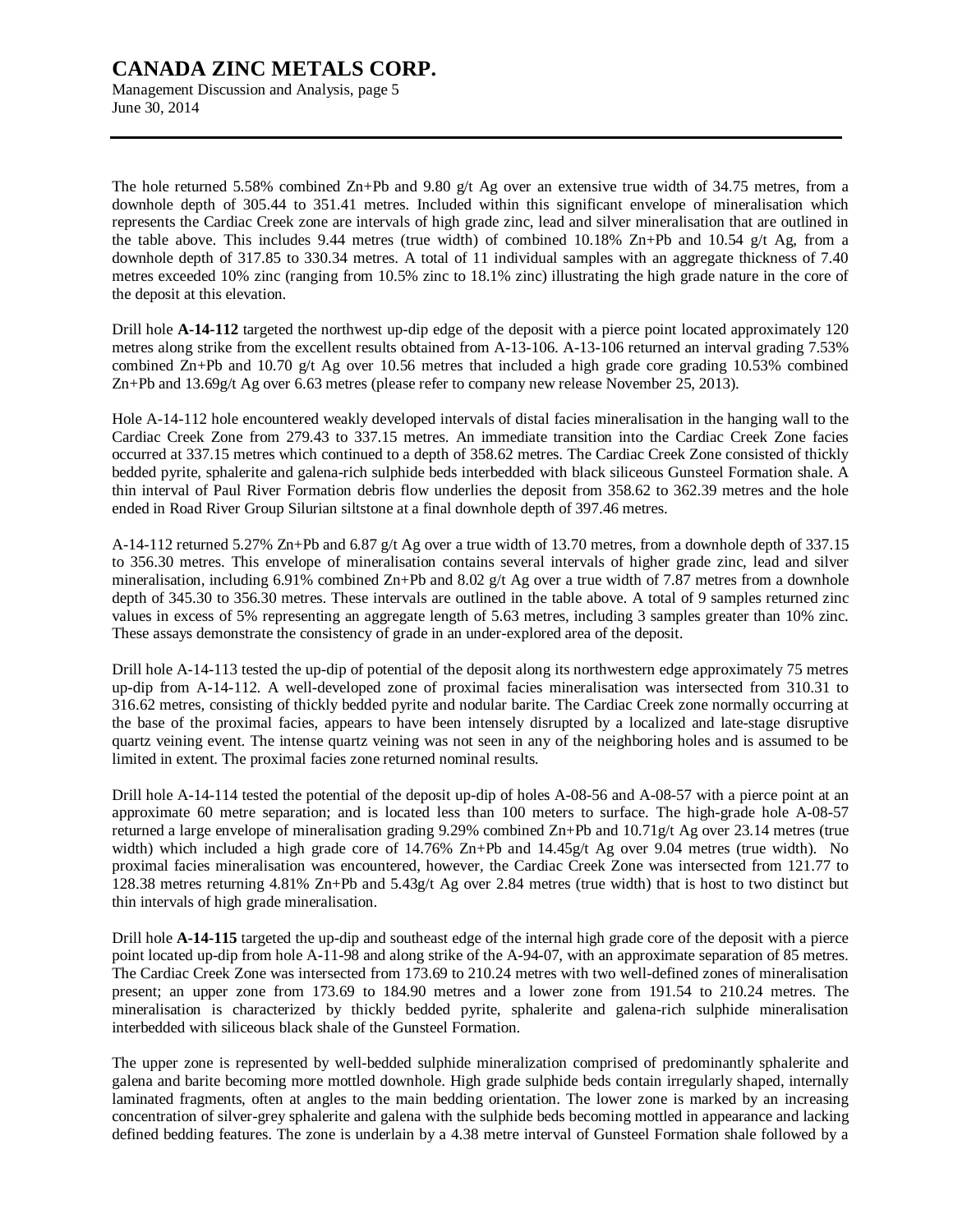The hole returned 5.58% combined Zn+Pb and 9.80 g/t Ag over an extensive true width of 34.75 metres, from a downhole depth of 305.44 to 351.41 metres. Included within this significant envelope of mineralisation which represents the Cardiac Creek zone are intervals of high grade zinc, lead and silver mineralisation that are outlined in the table above. This includes 9.44 metres (true width) of combined 10.18% Zn+Pb and 10.54 g/t Ag, from a downhole depth of 317.85 to 330.34 metres. A total of 11 individual samples with an aggregate thickness of 7.40 metres exceeded 10% zinc (ranging from 10.5% zinc to 18.1% zinc) illustrating the high grade nature in the core of the deposit at this elevation.

Drill hole **A-14-112** targeted the northwest up-dip edge of the deposit with a pierce point located approximately 120 metres along strike from the excellent results obtained from A-13-106. A-13-106 returned an interval grading 7.53% combined Zn+Pb and 10.70 g/t Ag over 10.56 metres that included a high grade core grading 10.53% combined Zn+Pb and 13.69g/t Ag over 6.63 metres (please refer to company new release November 25, 2013).

Hole A-14-112 hole encountered weakly developed intervals of distal facies mineralisation in the hanging wall to the Cardiac Creek Zone from 279.43 to 337.15 metres. An immediate transition into the Cardiac Creek Zone facies occurred at 337.15 metres which continued to a depth of 358.62 metres. The Cardiac Creek Zone consisted of thickly bedded pyrite, sphalerite and galena-rich sulphide beds interbedded with black siliceous Gunsteel Formation shale. A thin interval of Paul River Formation debris flow underlies the deposit from 358.62 to 362.39 metres and the hole ended in Road River Group Silurian siltstone at a final downhole depth of 397.46 metres.

A-14-112 returned 5.27% Zn+Pb and 6.87 g/t Ag over a true width of 13.70 metres, from a downhole depth of 337.15 to 356.30 metres. This envelope of mineralisation contains several intervals of higher grade zinc, lead and silver mineralisation, including 6.91% combined Zn+Pb and 8.02 g/t Ag over a true width of 7.87 metres from a downhole depth of 345.30 to 356.30 metres. These intervals are outlined in the table above. A total of 9 samples returned zinc values in excess of 5% representing an aggregate length of 5.63 metres, including 3 samples greater than 10% zinc. These assays demonstrate the consistency of grade in an under-explored area of the deposit.

Drill hole A-14-113 tested the up-dip of potential of the deposit along its northwestern edge approximately 75 metres up-dip from A-14-112. A well-developed zone of proximal facies mineralisation was intersected from 310.31 to 316.62 metres, consisting of thickly bedded pyrite and nodular barite. The Cardiac Creek zone normally occurring at the base of the proximal facies, appears to have been intensely disrupted by a localized and late-stage disruptive quartz veining event. The intense quartz veining was not seen in any of the neighboring holes and is assumed to be limited in extent. The proximal facies zone returned nominal results.

Drill hole A-14-114 tested the potential of the deposit up-dip of holes A-08-56 and A-08-57 with a pierce point at an approximate 60 metre separation; and is located less than 100 meters to surface. The high-grade hole A-08-57 returned a large envelope of mineralisation grading 9.29% combined Zn+Pb and 10.71g/t Ag over 23.14 metres (true width) which included a high grade core of 14.76% Zn+Pb and 14.45g/t Ag over 9.04 metres (true width). No proximal facies mineralisation was encountered, however, the Cardiac Creek Zone was intersected from 121.77 to 128.38 metres returning 4.81% Zn+Pb and 5.43g/t Ag over 2.84 metres (true width) that is host to two distinct but thin intervals of high grade mineralisation.

Drill hole **A-14-115** targeted the up-dip and southeast edge of the internal high grade core of the deposit with a pierce point located up-dip from hole A-11-98 and along strike of the A-94-07, with an approximate separation of 85 metres. The Cardiac Creek Zone was intersected from 173.69 to 210.24 metres with two well-defined zones of mineralisation present; an upper zone from 173.69 to 184.90 metres and a lower zone from 191.54 to 210.24 metres. The mineralisation is characterized by thickly bedded pyrite, sphalerite and galena-rich sulphide mineralisation interbedded with siliceous black shale of the Gunsteel Formation.

The upper zone is represented by well-bedded sulphide mineralization comprised of predominantly sphalerite and galena and barite becoming more mottled downhole. High grade sulphide beds contain irregularly shaped, internally laminated fragments, often at angles to the main bedding orientation. The lower zone is marked by an increasing concentration of silver-grey sphalerite and galena with the sulphide beds becoming mottled in appearance and lacking defined bedding features. The zone is underlain by a 4.38 metre interval of Gunsteel Formation shale followed by a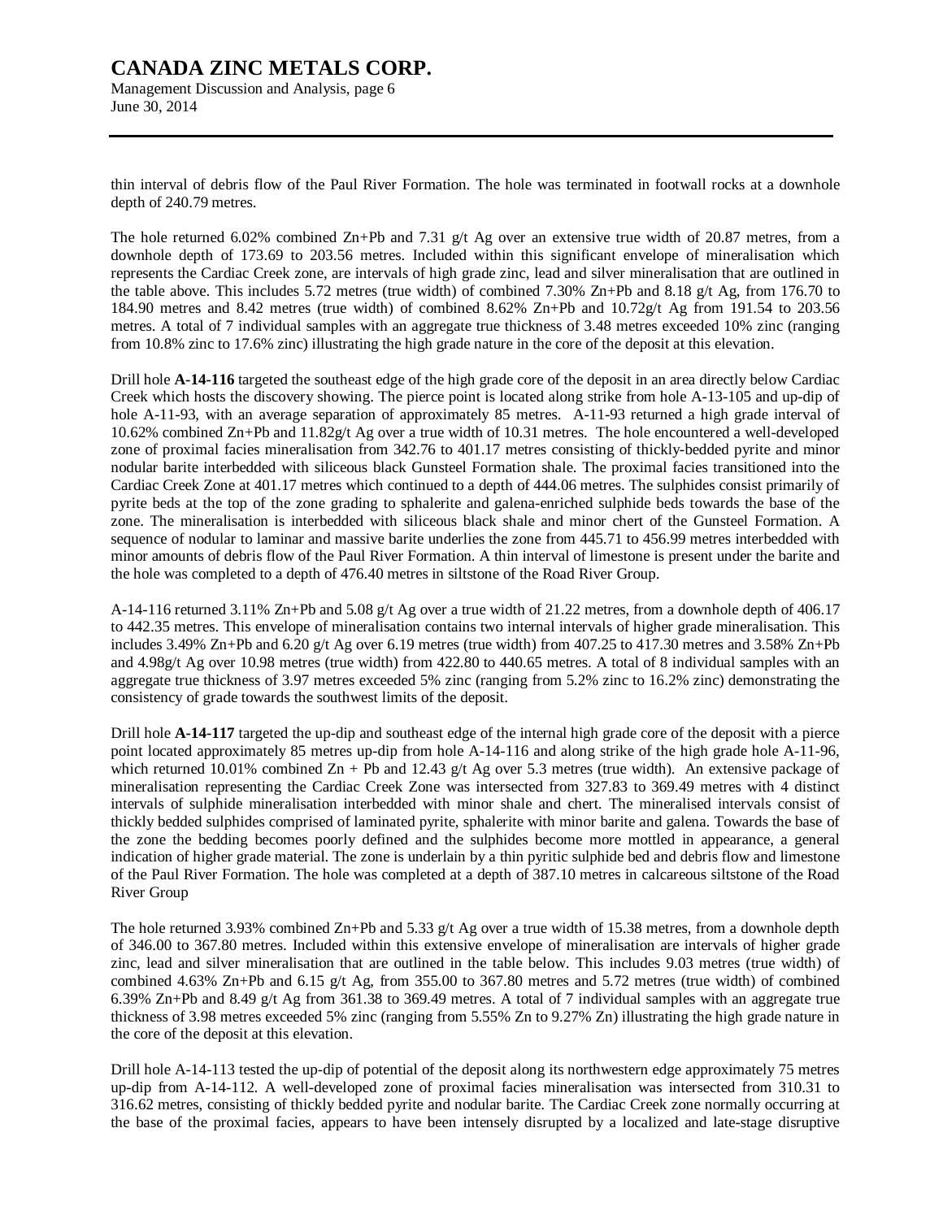thin interval of debris flow of the Paul River Formation. The hole was terminated in footwall rocks at a downhole depth of 240.79 metres.

The hole returned 6.02% combined Zn+Pb and 7.31 g/t Ag over an extensive true width of 20.87 metres, from a downhole depth of 173.69 to 203.56 metres. Included within this significant envelope of mineralisation which represents the Cardiac Creek zone, are intervals of high grade zinc, lead and silver mineralisation that are outlined in the table above. This includes 5.72 metres (true width) of combined 7.30% Zn+Pb and 8.18 g/t Ag, from 176.70 to 184.90 metres and 8.42 metres (true width) of combined 8.62% Zn+Pb and 10.72g/t Ag from 191.54 to 203.56 metres. A total of 7 individual samples with an aggregate true thickness of 3.48 metres exceeded 10% zinc (ranging from 10.8% zinc to 17.6% zinc) illustrating the high grade nature in the core of the deposit at this elevation.

Drill hole **A-14-116** targeted the southeast edge of the high grade core of the deposit in an area directly below Cardiac Creek which hosts the discovery showing. The pierce point is located along strike from hole A-13-105 and up-dip of hole A-11-93, with an average separation of approximately 85 metres. A-11-93 returned a high grade interval of 10.62% combined Zn+Pb and 11.82g/t Ag over a true width of 10.31 metres. The hole encountered a well-developed zone of proximal facies mineralisation from 342.76 to 401.17 metres consisting of thickly-bedded pyrite and minor nodular barite interbedded with siliceous black Gunsteel Formation shale. The proximal facies transitioned into the Cardiac Creek Zone at 401.17 metres which continued to a depth of 444.06 metres. The sulphides consist primarily of pyrite beds at the top of the zone grading to sphalerite and galena-enriched sulphide beds towards the base of the zone. The mineralisation is interbedded with siliceous black shale and minor chert of the Gunsteel Formation. A sequence of nodular to laminar and massive barite underlies the zone from 445.71 to 456.99 metres interbedded with minor amounts of debris flow of the Paul River Formation. A thin interval of limestone is present under the barite and the hole was completed to a depth of 476.40 metres in siltstone of the Road River Group.

A-14-116 returned 3.11% Zn+Pb and 5.08 g/t Ag over a true width of 21.22 metres, from a downhole depth of 406.17 to 442.35 metres. This envelope of mineralisation contains two internal intervals of higher grade mineralisation. This includes 3.49% Zn+Pb and 6.20 g/t Ag over 6.19 metres (true width) from 407.25 to 417.30 metres and 3.58% Zn+Pb and 4.98g/t Ag over 10.98 metres (true width) from 422.80 to 440.65 metres. A total of 8 individual samples with an aggregate true thickness of 3.97 metres exceeded 5% zinc (ranging from 5.2% zinc to 16.2% zinc) demonstrating the consistency of grade towards the southwest limits of the deposit.

Drill hole **A-14-117** targeted the up-dip and southeast edge of the internal high grade core of the deposit with a pierce point located approximately 85 metres up-dip from hole A-14-116 and along strike of the high grade hole A-11-96, which returned 10.01% combined Zn + Pb and 12.43 g/t Ag over 5.3 metres (true width). An extensive package of mineralisation representing the Cardiac Creek Zone was intersected from 327.83 to 369.49 metres with 4 distinct intervals of sulphide mineralisation interbedded with minor shale and chert. The mineralised intervals consist of thickly bedded sulphides comprised of laminated pyrite, sphalerite with minor barite and galena. Towards the base of the zone the bedding becomes poorly defined and the sulphides become more mottled in appearance, a general indication of higher grade material. The zone is underlain by a thin pyritic sulphide bed and debris flow and limestone of the Paul River Formation. The hole was completed at a depth of 387.10 metres in calcareous siltstone of the Road River Group

The hole returned 3.93% combined Zn+Pb and 5.33 g/t Ag over a true width of 15.38 metres, from a downhole depth of 346.00 to 367.80 metres. Included within this extensive envelope of mineralisation are intervals of higher grade zinc, lead and silver mineralisation that are outlined in the table below. This includes 9.03 metres (true width) of combined 4.63% Zn+Pb and 6.15 g/t Ag, from 355.00 to 367.80 metres and 5.72 metres (true width) of combined 6.39% Zn+Pb and 8.49 g/t Ag from 361.38 to 369.49 metres. A total of 7 individual samples with an aggregate true thickness of 3.98 metres exceeded 5% zinc (ranging from 5.55% Zn to 9.27% Zn) illustrating the high grade nature in the core of the deposit at this elevation.

Drill hole A-14-113 tested the up-dip of potential of the deposit along its northwestern edge approximately 75 metres up-dip from A-14-112. A well-developed zone of proximal facies mineralisation was intersected from 310.31 to 316.62 metres, consisting of thickly bedded pyrite and nodular barite. The Cardiac Creek zone normally occurring at the base of the proximal facies, appears to have been intensely disrupted by a localized and late-stage disruptive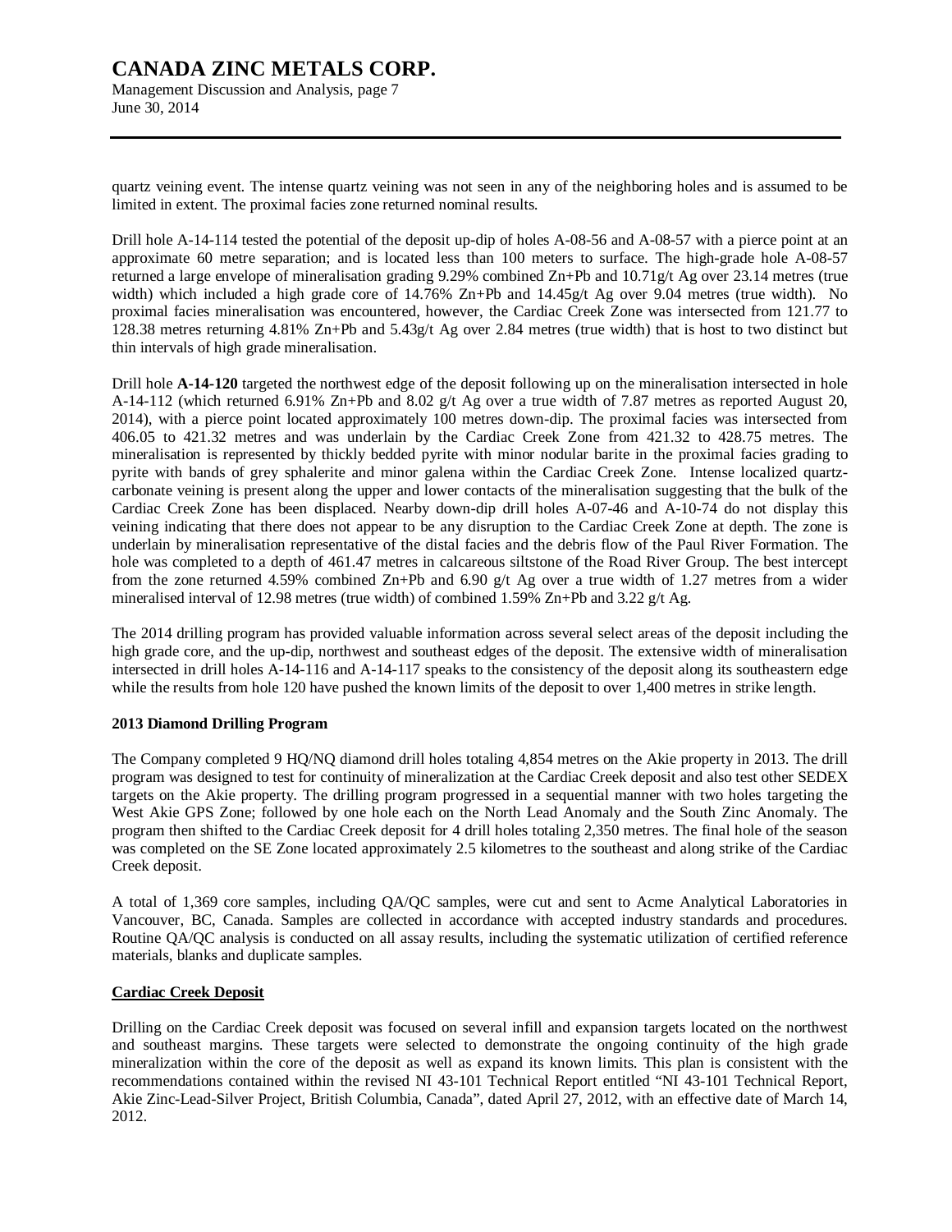quartz veining event. The intense quartz veining was not seen in any of the neighboring holes and is assumed to be limited in extent. The proximal facies zone returned nominal results.

Drill hole A-14-114 tested the potential of the deposit up-dip of holes A-08-56 and A-08-57 with a pierce point at an approximate 60 metre separation; and is located less than 100 meters to surface. The high-grade hole A-08-57 returned a large envelope of mineralisation grading 9.29% combined Zn+Pb and 10.71g/t Ag over 23.14 metres (true width) which included a high grade core of 14.76% Zn+Pb and 14.45g/t Ag over 9.04 metres (true width). No proximal facies mineralisation was encountered, however, the Cardiac Creek Zone was intersected from 121.77 to 128.38 metres returning 4.81% Zn+Pb and 5.43g/t Ag over 2.84 metres (true width) that is host to two distinct but thin intervals of high grade mineralisation.

Drill hole **A-14-120** targeted the northwest edge of the deposit following up on the mineralisation intersected in hole A-14-112 (which returned 6.91% Zn+Pb and 8.02 g/t Ag over a true width of 7.87 metres as reported August 20, 2014), with a pierce point located approximately 100 metres down-dip. The proximal facies was intersected from 406.05 to 421.32 metres and was underlain by the Cardiac Creek Zone from 421.32 to 428.75 metres. The mineralisation is represented by thickly bedded pyrite with minor nodular barite in the proximal facies grading to pyrite with bands of grey sphalerite and minor galena within the Cardiac Creek Zone. Intense localized quartz-carbonate veining is present along the upper and lower contacts of the mineralisation suggesting that the bulk of the Cardiac Creek Zone has been displaced. Nearby down-dip drill holes A-07-46 and A-10-74 do not display this veining indicating that there does not appear to be any disruption to the Cardiac Creek Zone at depth. The zone is underlain by mineralisation representative of the distal facies and the debris flow of the Paul River Formation. The hole was completed to a depth of 461.47 metres in calcareous siltstone of the Road River Group. The best intercept from the zone returned 4.59% combined Zn+Pb and 6.90 g/t Ag over a true width of 1.27 metres from a wider mineralised interval of 12.98 metres (true width) of combined 1.59% Zn+Pb and 3.22 g/t Ag.

The 2014 drilling program has provided valuable information across several select areas of the deposit including the high grade core, and the up-dip, northwest and southeast edges of the deposit. The extensive width of mineralisation intersected in drill holes A-14-116 and A-14-117 speaks to the consistency of the deposit along its southeastern edge while the results from hole 120 have pushed the known limits of the deposit to over 1,400 metres in strike length.

**2013 Diamond Drilling Program**

The Company completed 9 HQ/NQ diamond drill holes totaling 4,854 metres on the Akie property in 2013. The drill program was designed to test for continuity of mineralization at the Cardiac Creek deposit and also test other SEDEX targets on the Akie property. The drilling program progressed in a sequential manner with two holes targeting the West Akie GPS Zone; followed by one hole each on the North Lead Anomaly and the South Zinc Anomaly. The program then shifted to the Cardiac Creek deposit for 4 drill holes totaling 2,350 metres. The final hole of the season was completed on the SE Zone located approximately 2.5 kilometres to the southeast and along strike of the Cardiac Creek deposit.

A total of 1,369 core samples, including QA/QC samples, were cut and sent to Acme Analytical Laboratories in Vancouver, BC, Canada. Samples are collected in accordance with accepted industry standards and procedures. Routine QA/QC analysis is conducted on all assay results, including the systematic utilization of certified reference materials, blanks and duplicate samples.

**Cardiac Creek Deposit**

Drilling on the Cardiac Creek deposit was focused on several infill and expansion targets located on the northwest and southeast margins. These targets were selected to demonstrate the ongoing continuity of the high grade mineralization within the core of the deposit as well as expand its known limits. This plan is consistent with the recommendations contained within the revised NI 43-101 Technical Report entitled "NI 43-101 Technical Report, Akie Zinc-Lead-Silver Project, British Columbia, Canada", dated April 27, 2012, with an effective date of March 14, 2012.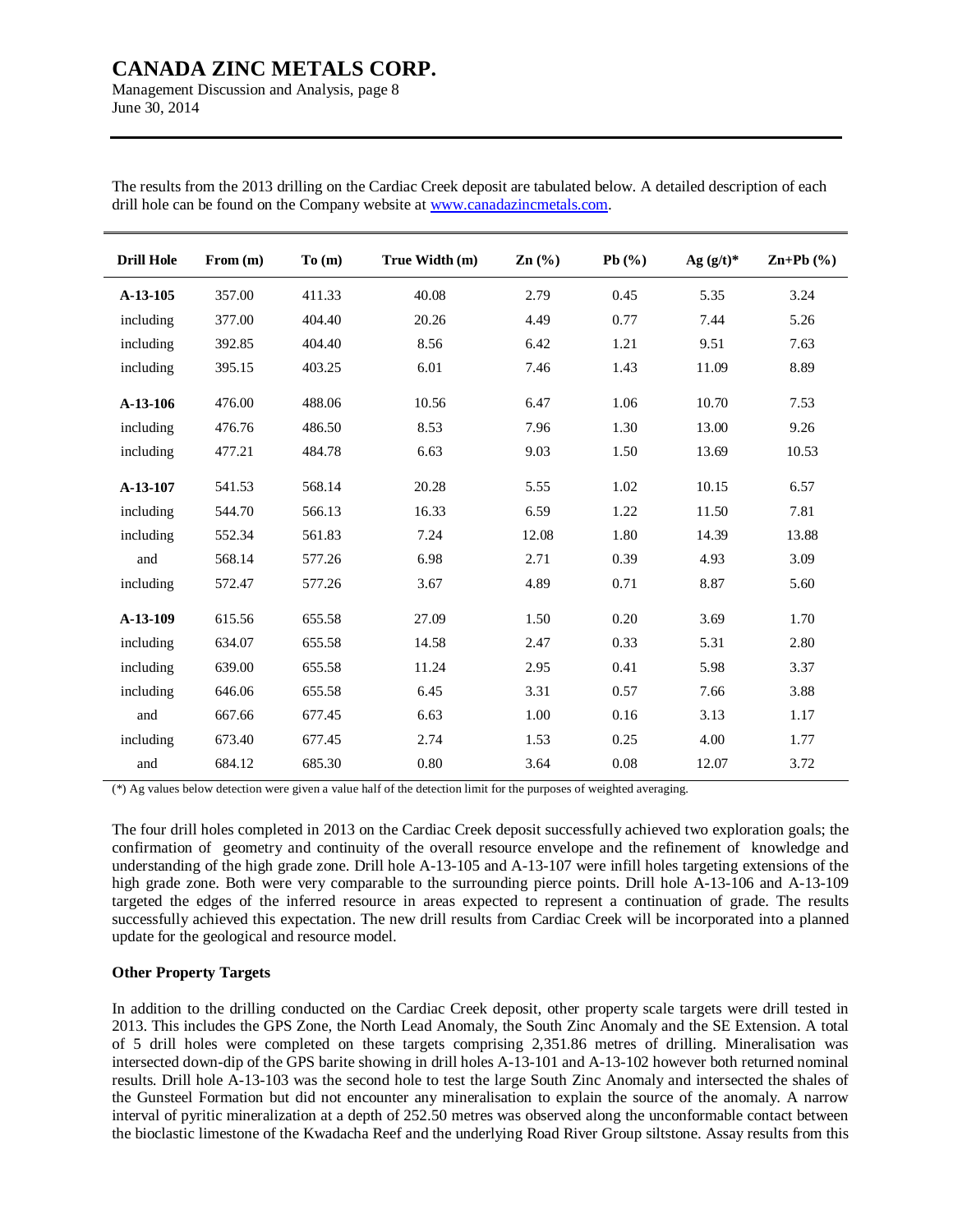The results from the 2013 drilling on the Cardiac Creek deposit are tabulated below. A detailed description of each drill hole can be found on the Company website at [www.canadazincmetals.com](www.canadazincmetals.com).

| Drill Hole | From (m) | To (m) | True Width (m) | Zn (%) | Pb (%) | Ag (g/t)* | Zn+Pb (%) |
|---|---|---|---|---|---|---|---|
| **A-13-105** | 357.00 | 411.33 | 40.08 | 2.79 | 0.45 | 5.35 | 3.24 |
| including | 377.00 | 404.40 | 20.26 | 4.49 | 0.77 | 7.44 | 5.26 |
| including | 392.85 | 404.40 | 8.56 | 6.42 | 1.21 | 9.51 | 7.63 |
| including | 395.15 | 403.25 | 6.01 | 7.46 | 1.43 | 11.09 | 8.89 |
| **A-13-106** | 476.00 | 488.06 | 10.56 | 6.47 | 1.06 | 10.70 | 7.53 |
| including | 476.76 | 486.50 | 8.53 | 7.96 | 1.30 | 13.00 | 9.26 |
| including | 477.21 | 484.78 | 6.63 | 9.03 | 1.50 | 13.69 | 10.53 |
| **A-13-107** | 541.53 | 568.14 | 20.28 | 5.55 | 1.02 | 10.15 | 6.57 |
| including | 544.70 | 566.13 | 16.33 | 6.59 | 1.22 | 11.50 | 7.81 |
| including | 552.34 | 561.83 | 7.24 | 12.08 | 1.80 | 14.39 | 13.88 |
| and | 568.14 | 577.26 | 6.98 | 2.71 | 0.39 | 4.93 | 3.09 |
| including | 572.47 | 577.26 | 3.67 | 4.89 | 0.71 | 8.87 | 5.60 |
| **A-13-109** | 615.56 | 655.58 | 27.09 | 1.50 | 0.20 | 3.69 | 1.70 |
| including | 634.07 | 655.58 | 14.58 | 2.47 | 0.33 | 5.31 | 2.80 |
| including | 639.00 | 655.58 | 11.24 | 2.95 | 0.41 | 5.98 | 3.37 |
| including | 646.06 | 655.58 | 6.45 | 3.31 | 0.57 | 7.66 | 3.88 |
| and | 667.66 | 677.45 | 6.63 | 1.00 | 0.16 | 3.13 | 1.17 |
| including | 673.40 | 677.45 | 2.74 | 1.53 | 0.25 | 4.00 | 1.77 |
| and | 684.12 | 685.30 | 0.80 | 3.64 | 0.08 | 12.07 | 3.72 |

(*) Ag values below detection were given a value half of the detection limit for the purposes of weighted averaging.

The four drill holes completed in 2013 on the Cardiac Creek deposit successfully achieved two exploration goals; the confirmation of geometry and continuity of the overall resource envelope and the refinement of knowledge and understanding of the high grade zone. Drill hole A-13-105 and A-13-107 were infill holes targeting extensions of the high grade zone. Both were very comparable to the surrounding pierce points. Drill hole A-13-106 and A-13-109 targeted the edges of the inferred resource in areas expected to represent a continuation of grade. The results successfully achieved this expectation. The new drill results from Cardiac Creek will be incorporated into a planned update for the geological and resource model.

**Other Property Targets**

In addition to the drilling conducted on the Cardiac Creek deposit, other property scale targets were drill tested in 2013. This includes the GPS Zone, the North Lead Anomaly, the South Zinc Anomaly and the SE Extension. A total of 5 drill holes were completed on these targets comprising 2,351.86 metres of drilling. Mineralisation was intersected down-dip of the GPS barite showing in drill holes A-13-101 and A-13-102 however both returned nominal results. Drill hole A-13-103 was the second hole to test the large South Zinc Anomaly and intersected the shales of the Gunsteel Formation but did not encounter any mineralisation to explain the source of the anomaly. A narrow interval of pyritic mineralization at a depth of 252.50 metres was observed along the unconformable contact between the bioclastic limestone of the Kwadacha Reef and the underlying Road River Group siltstone. Assay results from this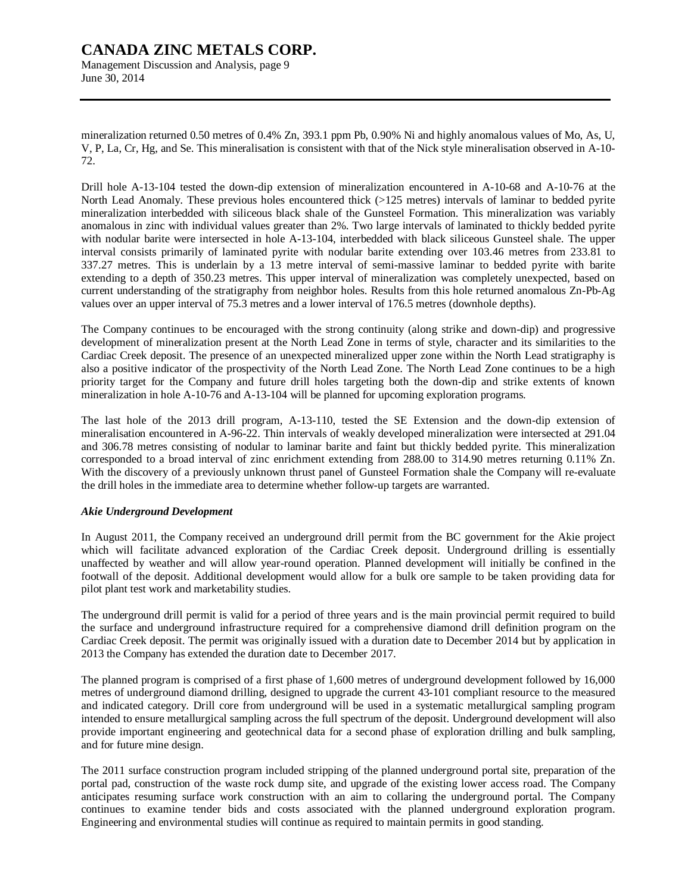mineralization returned 0.50 metres of 0.4% Zn, 393.1 ppm Pb, 0.90% Ni and highly anomalous values of Mo, As, U, V, P, La, Cr, Hg, and Se. This mineralisation is consistent with that of the Nick style mineralisation observed in A-10-72.

Drill hole A-13-104 tested the down-dip extension of mineralization encountered in A-10-68 and A-10-76 at the North Lead Anomaly. These previous holes encountered thick (>125 metres) intervals of laminar to bedded pyrite mineralization interbedded with siliceous black shale of the Gunsteel Formation. This mineralization was variably anomalous in zinc with individual values greater than 2%. Two large intervals of laminated to thickly bedded pyrite with nodular barite were intersected in hole A-13-104, interbedded with black siliceous Gunsteel shale. The upper interval consists primarily of laminated pyrite with nodular barite extending over 103.46 metres from 233.81 to 337.27 metres. This is underlain by a 13 metre interval of semi-massive laminar to bedded pyrite with barite extending to a depth of 350.23 metres. This upper interval of mineralization was completely unexpected, based on current understanding of the stratigraphy from neighbor holes. Results from this hole returned anomalous Zn-Pb-Ag values over an upper interval of 75.3 metres and a lower interval of 176.5 metres (downhole depths).

The Company continues to be encouraged with the strong continuity (along strike and down-dip) and progressive development of mineralization present at the North Lead Zone in terms of style, character and its similarities to the Cardiac Creek deposit. The presence of an unexpected mineralized upper zone within the North Lead stratigraphy is also a positive indicator of the prospectivity of the North Lead Zone. The North Lead Zone continues to be a high priority target for the Company and future drill holes targeting both the down-dip and strike extents of known mineralization in hole A-10-76 and A-13-104 will be planned for upcoming exploration programs.

The last hole of the 2013 drill program, A-13-110, tested the SE Extension and the down-dip extension of mineralisation encountered in A-96-22. Thin intervals of weakly developed mineralization were intersected at 291.04 and 306.78 metres consisting of nodular to laminar barite and faint but thickly bedded pyrite. This mineralization corresponded to a broad interval of zinc enrichment extending from 288.00 to 314.90 metres returning 0.11% Zn. With the discovery of a previously unknown thrust panel of Gunsteel Formation shale the Company will re-evaluate the drill holes in the immediate area to determine whether follow-up targets are warranted.

***Akie Underground Development***

In August 2011, the Company received an underground drill permit from the BC government for the Akie project which will facilitate advanced exploration of the Cardiac Creek deposit. Underground drilling is essentially unaffected by weather and will allow year-round operation. Planned development will initially be confined in the footwall of the deposit. Additional development would allow for a bulk ore sample to be taken providing data for pilot plant test work and marketability studies.

The underground drill permit is valid for a period of three years and is the main provincial permit required to build the surface and underground infrastructure required for a comprehensive diamond drill definition program on the Cardiac Creek deposit. The permit was originally issued with a duration date to December 2014 but by application in 2013 the Company has extended the duration date to December 2017.

The planned program is comprised of a first phase of 1,600 metres of underground development followed by 16,000 metres of underground diamond drilling, designed to upgrade the current 43-101 compliant resource to the measured and indicated category. Drill core from underground will be used in a systematic metallurgical sampling program intended to ensure metallurgical sampling across the full spectrum of the deposit. Underground development will also provide important engineering and geotechnical data for a second phase of exploration drilling and bulk sampling, and for future mine design.

The 2011 surface construction program included stripping of the planned underground portal site, preparation of the portal pad, construction of the waste rock dump site, and upgrade of the existing lower access road. The Company anticipates resuming surface work construction with an aim to collaring the underground portal. The Company continues to examine tender bids and costs associated with the planned underground exploration program. Engineering and environmental studies will continue as required to maintain permits in good standing.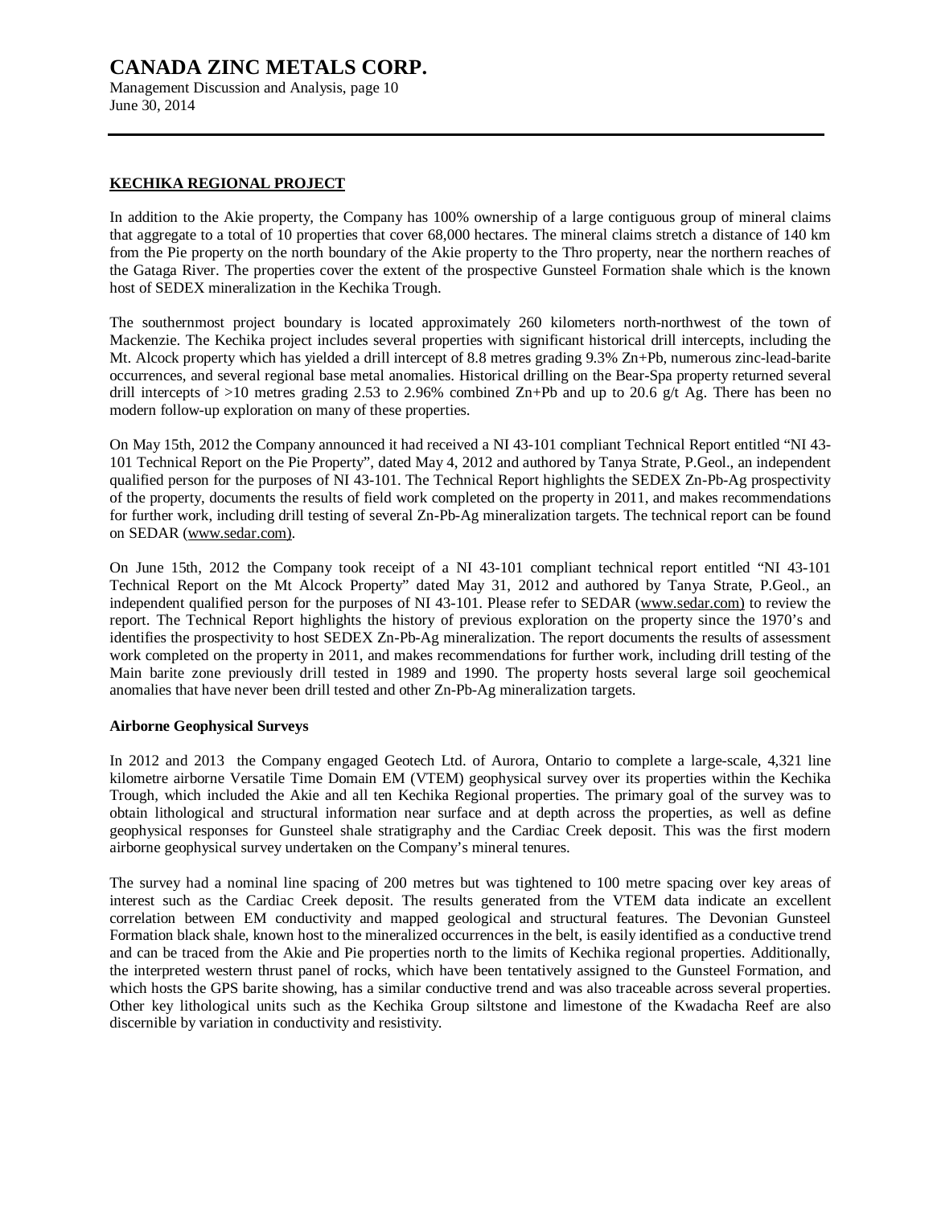## KECHIKA REGIONAL PROJECT

In addition to the Akie property, the Company has 100% ownership of a large contiguous group of mineral claims that aggregate to a total of 10 properties that cover 68,000 hectares. The mineral claims stretch a distance of 140 km from the Pie property on the north boundary of the Akie property to the Thro property, near the northern reaches of the Gataga River. The properties cover the extent of the prospective Gunsteel Formation shale which is the known host of SEDEX mineralization in the Kechika Trough.

The southernmost project boundary is located approximately 260 kilometers north-northwest of the town of Mackenzie. The Kechika project includes several properties with significant historical drill intercepts, including the Mt. Alcock property which has yielded a drill intercept of 8.8 metres grading 9.3% Zn+Pb, numerous zinc-lead-barite occurrences, and several regional base metal anomalies. Historical drilling on the Bear-Spa property returned several drill intercepts of >10 metres grading 2.53 to 2.96% combined Zn+Pb and up to 20.6 g/t Ag. There has been no modern follow-up exploration on many of these properties.

On May 15th, 2012 the Company announced it had received a NI 43-101 compliant Technical Report entitled "NI 43-101 Technical Report on the Pie Property", dated May 4, 2012 and authored by Tanya Strate, P.Geol., an independent qualified person for the purposes of NI 43-101. The Technical Report highlights the SEDEX Zn-Pb-Ag prospectivity of the property, documents the results of field work completed on the property in 2011, and makes recommendations for further work, including drill testing of several Zn-Pb-Ag mineralization targets. The technical report can be found on SEDAR (www.sedar.com).

On June 15th, 2012 the Company took receipt of a NI 43-101 compliant technical report entitled "NI 43-101 Technical Report on the Mt Alcock Property" dated May 31, 2012 and authored by Tanya Strate, P.Geol., an independent qualified person for the purposes of NI 43-101. Please refer to SEDAR (www.sedar.com) to review the report. The Technical Report highlights the history of previous exploration on the property since the 1970's and identifies the prospectivity to host SEDEX Zn-Pb-Ag mineralization. The report documents the results of assessment work completed on the property in 2011, and makes recommendations for further work, including drill testing of the Main barite zone previously drill tested in 1989 and 1990. The property hosts several large soil geochemical anomalies that have never been drill tested and other Zn-Pb-Ag mineralization targets.

**Airborne Geophysical Surveys**

In 2012 and 2013 the Company engaged Geotech Ltd. of Aurora, Ontario to complete a large-scale, 4,321 line kilometre airborne Versatile Time Domain EM (VTEM) geophysical survey over its properties within the Kechika Trough, which included the Akie and all ten Kechika Regional properties. The primary goal of the survey was to obtain lithological and structural information near surface and at depth across the properties, as well as define geophysical responses for Gunsteel shale stratigraphy and the Cardiac Creek deposit. This was the first modern airborne geophysical survey undertaken on the Company's mineral tenures.

The survey had a nominal line spacing of 200 metres but was tightened to 100 metre spacing over key areas of interest such as the Cardiac Creek deposit. The results generated from the VTEM data indicate an excellent correlation between EM conductivity and mapped geological and structural features. The Devonian Gunsteel Formation black shale, known host to the mineralized occurrences in the belt, is easily identified as a conductive trend and can be traced from the Akie and Pie properties north to the limits of Kechika regional properties. Additionally, the interpreted western thrust panel of rocks, which have been tentatively assigned to the Gunsteel Formation, and which hosts the GPS barite showing, has a similar conductive trend and was also traceable across several properties. Other key lithological units such as the Kechika Group siltstone and limestone of the Kwadacha Reef are also discernible by variation in conductivity and resistivity.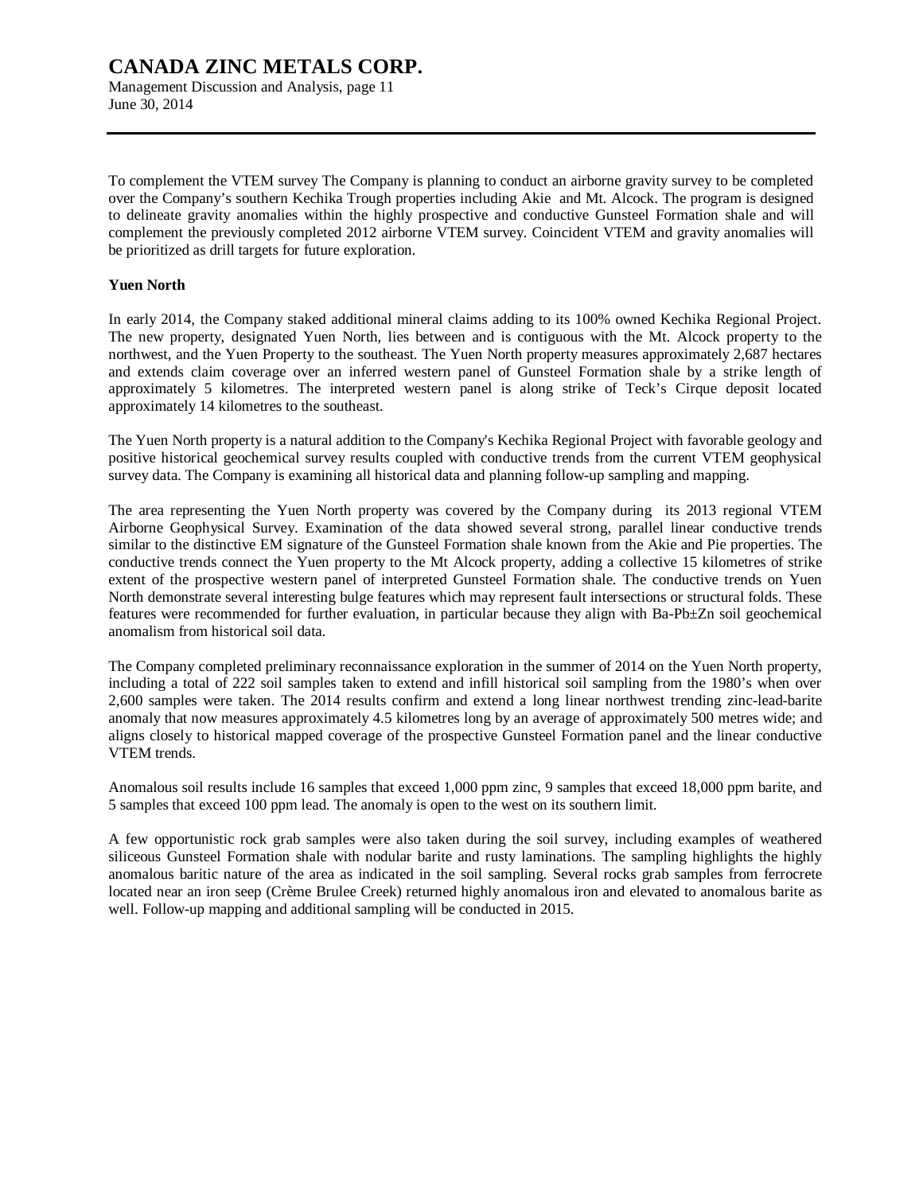To complement the VTEM survey The Company is planning to conduct an airborne gravity survey to be completed over the Company's southern Kechika Trough properties including Akie and Mt. Alcock. The program is designed to delineate gravity anomalies within the highly prospective and conductive Gunsteel Formation shale and will complement the previously completed 2012 airborne VTEM survey. Coincident VTEM and gravity anomalies will be prioritized as drill targets for future exploration.

**Yuen North**

In early 2014, the Company staked additional mineral claims adding to its 100% owned Kechika Regional Project. The new property, designated Yuen North, lies between and is contiguous with the Mt. Alcock property to the northwest, and the Yuen Property to the southeast. The Yuen North property measures approximately 2,687 hectares and extends claim coverage over an inferred western panel of Gunsteel Formation shale by a strike length of approximately 5 kilometres. The interpreted western panel is along strike of Teck's Cirque deposit located approximately 14 kilometres to the southeast.

The Yuen North property is a natural addition to the Company's Kechika Regional Project with favorable geology and positive historical geochemical survey results coupled with conductive trends from the current VTEM geophysical survey data. The Company is examining all historical data and planning follow-up sampling and mapping.

The area representing the Yuen North property was covered by the Company during its 2013 regional VTEM Airborne Geophysical Survey. Examination of the data showed several strong, parallel linear conductive trends similar to the distinctive EM signature of the Gunsteel Formation shale known from the Akie and Pie properties. The conductive trends connect the Yuen property to the Mt Alcock property, adding a collective 15 kilometres of strike extent of the prospective western panel of interpreted Gunsteel Formation shale. The conductive trends on Yuen North demonstrate several interesting bulge features which may represent fault intersections or structural folds. These features were recommended for further evaluation, in particular because they align with Ba-Pb±Zn soil geochemical anomalism from historical soil data.

The Company completed preliminary reconnaissance exploration in the summer of 2014 on the Yuen North property, including a total of 222 soil samples taken to extend and infill historical soil sampling from the 1980's when over 2,600 samples were taken. The 2014 results confirm and extend a long linear northwest trending zinc-lead-barite anomaly that now measures approximately 4.5 kilometres long by an average of approximately 500 metres wide; and aligns closely to historical mapped coverage of the prospective Gunsteel Formation panel and the linear conductive VTEM trends.

Anomalous soil results include 16 samples that exceed 1,000 ppm zinc, 9 samples that exceed 18,000 ppm barite, and 5 samples that exceed 100 ppm lead. The anomaly is open to the west on its southern limit.

A few opportunistic rock grab samples were also taken during the soil survey, including examples of weathered siliceous Gunsteel Formation shale with nodular barite and rusty laminations. The sampling highlights the highly anomalous baritic nature of the area as indicated in the soil sampling. Several rocks grab samples from ferrocrete located near an iron seep (Crème Brulee Creek) returned highly anomalous iron and elevated to anomalous barite as well. Follow-up mapping and additional sampling will be conducted in 2015.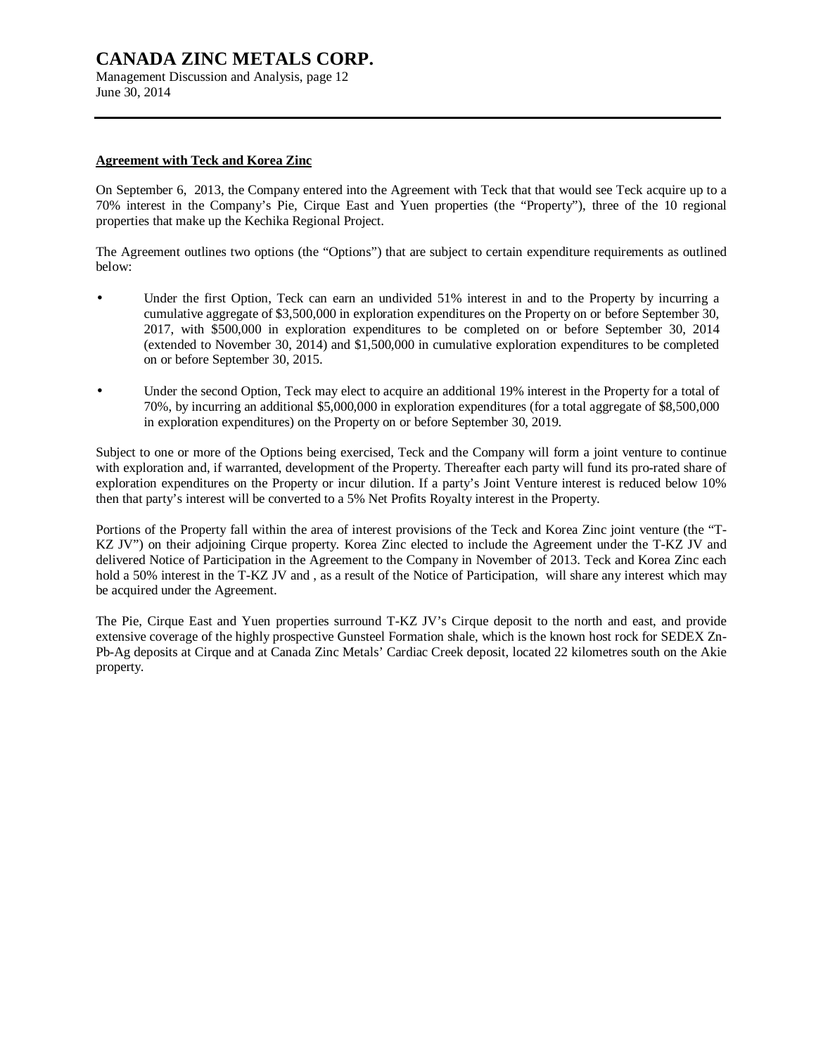**Agreement with Teck and Korea Zinc**

On September 6, 2013, the Company entered into the Agreement with Teck that that would see Teck acquire up to a 70% interest in the Company's Pie, Cirque East and Yuen properties (the "Property"), three of the 10 regional properties that make up the Kechika Regional Project.

The Agreement outlines two options (the "Options") that are subject to certain expenditure requirements as outlined below:

- Under the first Option, Teck can earn an undivided 51% interest in and to the Property by incurring a cumulative aggregate of $3,500,000 in exploration expenditures on the Property on or before September 30, 2017, with $500,000 in exploration expenditures to be completed on or before September 30, 2014 (extended to November 30, 2014) and $1,500,000 in cumulative exploration expenditures to be completed on or before September 30, 2015.

- Under the second Option, Teck may elect to acquire an additional 19% interest in the Property for a total of 70%, by incurring an additional $5,000,000 in exploration expenditures (for a total aggregate of $8,500,000 in exploration expenditures) on the Property on or before September 30, 2019.

Subject to one or more of the Options being exercised, Teck and the Company will form a joint venture to continue with exploration and, if warranted, development of the Property. Thereafter each party will fund its pro-rated share of exploration expenditures on the Property or incur dilution. If a party's Joint Venture interest is reduced below 10% then that party's interest will be converted to a 5% Net Profits Royalty interest in the Property.

Portions of the Property fall within the area of interest provisions of the Teck and Korea Zinc joint venture (the "T-KZ JV") on their adjoining Cirque property. Korea Zinc elected to include the Agreement under the T-KZ JV and delivered Notice of Participation in the Agreement to the Company in November of 2013. Teck and Korea Zinc each hold a 50% interest in the T-KZ JV and , as a result of the Notice of Participation, will share any interest which may be acquired under the Agreement.

The Pie, Cirque East and Yuen properties surround T-KZ JV's Cirque deposit to the north and east, and provide extensive coverage of the highly prospective Gunsteel Formation shale, which is the known host rock for SEDEX Zn-Pb-Ag deposits at Cirque and at Canada Zinc Metals' Cardiac Creek deposit, located 22 kilometres south on the Akie property.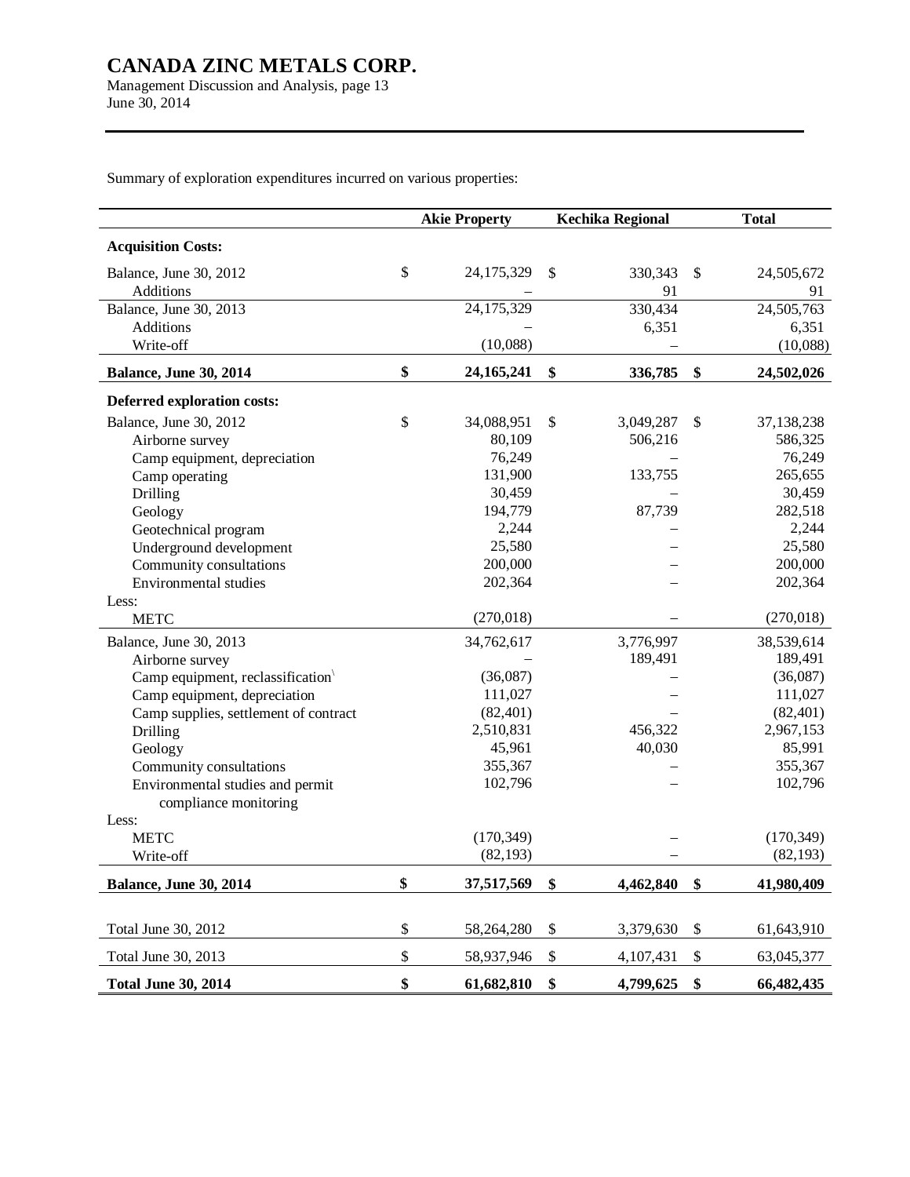Summary of exploration expenditures incurred on various properties:

| | Akie Property | Kechika Regional | Total |
|---|---|---|---|
| **Acquisition Costs:** | | | |
| Balance, June 30, 2012 | $ 24,175,329 | $ 330,343 | $ 24,505,672 |
| Additions | – | 91 | 91 |
| Balance, June 30, 2013 | 24,175,329 | 330,434 | 24,505,763 |
| Additions | – | 6,351 | 6,351 |
| Write-off | (10,088) | – | (10,088) |
| **Balance, June 30, 2014** | **$ 24,165,241** | **$ 336,785** | **$ 24,502,026** |
| **Deferred exploration costs:** | | | |
| Balance, June 30, 2012 | $ 34,088,951 | $ 3,049,287 | $ 37,138,238 |
| Airborne survey | 80,109 | 506,216 | 586,325 |
| Camp equipment, depreciation | 76,249 | – | 76,249 |
| Camp operating | 131,900 | 133,755 | 265,655 |
| Drilling | 30,459 | – | 30,459 |
| Geology | 194,779 | 87,739 | 282,518 |
| Geotechnical program | 2,244 | – | 2,244 |
| Underground development | 25,580 | – | 25,580 |
| Community consultations | 200,000 | – | 200,000 |
| Environmental studies | 202,364 | – | 202,364 |
| Less: | | | |
| METC | (270,018) | – | (270,018) |
| Balance, June 30, 2013 | 34,762,617 | 3,776,997 | 38,539,614 |
| Airborne survey | – | 189,491 | 189,491 |
| Camp equipment, reclassification | (36,087) | – | (36,087) |
| Camp equipment, depreciation | 111,027 | – | 111,027 |
| Camp supplies, settlement of contract | (82,401) | – | (82,401) |
| Drilling | 2,510,831 | 456,322 | 2,967,153 |
| Geology | 45,961 | 40,030 | 85,991 |
| Community consultations | 355,367 | – | 355,367 |
| Environmental studies and permit compliance monitoring | 102,796 | – | 102,796 |
| Less: | | | |
| METC | (170,349) | – | (170,349) |
| Write-off | (82,193) | – | (82,193) |
| **Balance, June 30, 2014** | **$ 37,517,569** | **$ 4,462,840** | **$ 41,980,409** |
| | | | |
| Total June 30, 2012 | $ 58,264,280 | $ 3,379,630 | $ 61,643,910 |
| Total June 30, 2013 | $ 58,937,946 | $ 4,107,431 | $ 63,045,377 |
| **Total June 30, 2014** | **$ 61,682,810** | **$ 4,799,625** | **$ 66,482,435** |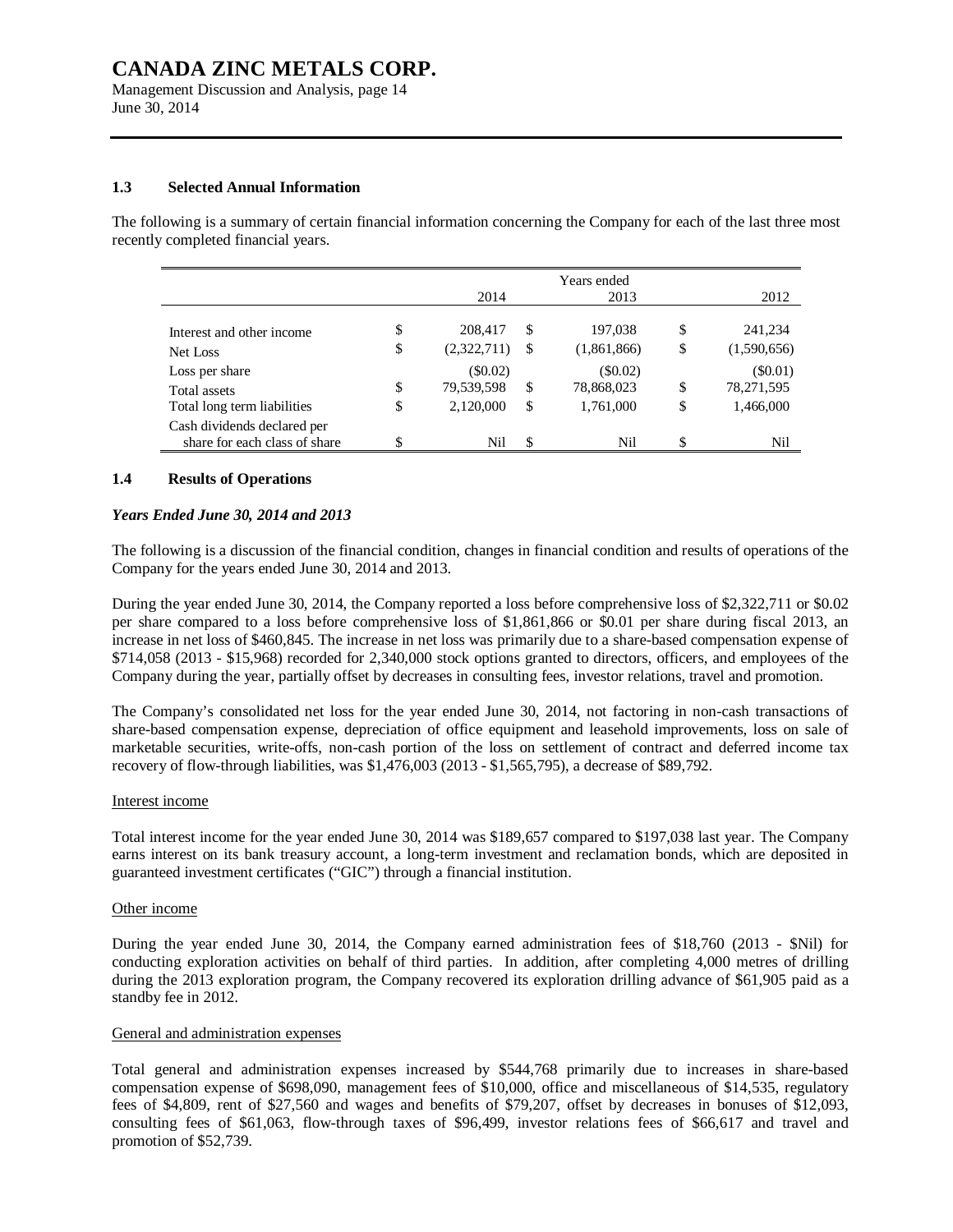### 1.3 Selected Annual Information

The following is a summary of certain financial information concerning the Company for each of the last three most recently completed financial years.

| | Years ended 2014 | 2013 | 2012 |
|---|---|---|---|
| Interest and other income | $ 208,417 | $ 197,038 | $ 241,234 |
| Net Loss | $ (2,322,711) | $ (1,861,866) | $ (1,590,656) |
| Loss per share | ($0.02) | ($0.02) | ($0.01) |
| Total assets | $ 79,539,598 | $ 78,868,023 | $ 78,271,595 |
| Total long term liabilities | $ 2,120,000 | $ 1,761,000 | $ 1,466,000 |
| Cash dividends declared per share for each class of share | $ Nil | $ Nil | $ Nil |

### 1.4 Results of Operations

***Years Ended June 30, 2014 and 2013***

The following is a discussion of the financial condition, changes in financial condition and results of operations of the Company for the years ended June 30, 2014 and 2013.

During the year ended June 30, 2014, the Company reported a loss before comprehensive loss of $2,322,711 or $0.02 per share compared to a loss before comprehensive loss of $1,861,866 or $0.01 per share during fiscal 2013, an increase in net loss of $460,845. The increase in net loss was primarily due to a share-based compensation expense of $714,058 (2013 - $15,968) recorded for 2,340,000 stock options granted to directors, officers, and employees of the Company during the year, partially offset by decreases in consulting fees, investor relations, travel and promotion.

The Company's consolidated net loss for the year ended June 30, 2014, not factoring in non-cash transactions of share-based compensation expense, depreciation of office equipment and leasehold improvements, loss on sale of marketable securities, write-offs, non-cash portion of the loss on settlement of contract and deferred income tax recovery of flow-through liabilities, was $1,476,003 (2013 - $1,565,795), a decrease of $89,792.

Interest income

Total interest income for the year ended June 30, 2014 was $189,657 compared to $197,038 last year. The Company earns interest on its bank treasury account, a long-term investment and reclamation bonds, which are deposited in guaranteed investment certificates ("GIC") through a financial institution.

Other income

During the year ended June 30, 2014, the Company earned administration fees of $18,760 (2013 - $Nil) for conducting exploration activities on behalf of third parties. In addition, after completing 4,000 metres of drilling during the 2013 exploration program, the Company recovered its exploration drilling advance of $61,905 paid as a standby fee in 2012.

General and administration expenses

Total general and administration expenses increased by $544,768 primarily due to increases in share-based compensation expense of $698,090, management fees of $10,000, office and miscellaneous of $14,535, regulatory fees of $4,809, rent of $27,560 and wages and benefits of $79,207, offset by decreases in bonuses of $12,093, consulting fees of $61,063, flow-through taxes of $96,499, investor relations fees of $66,617 and travel and promotion of $52,739.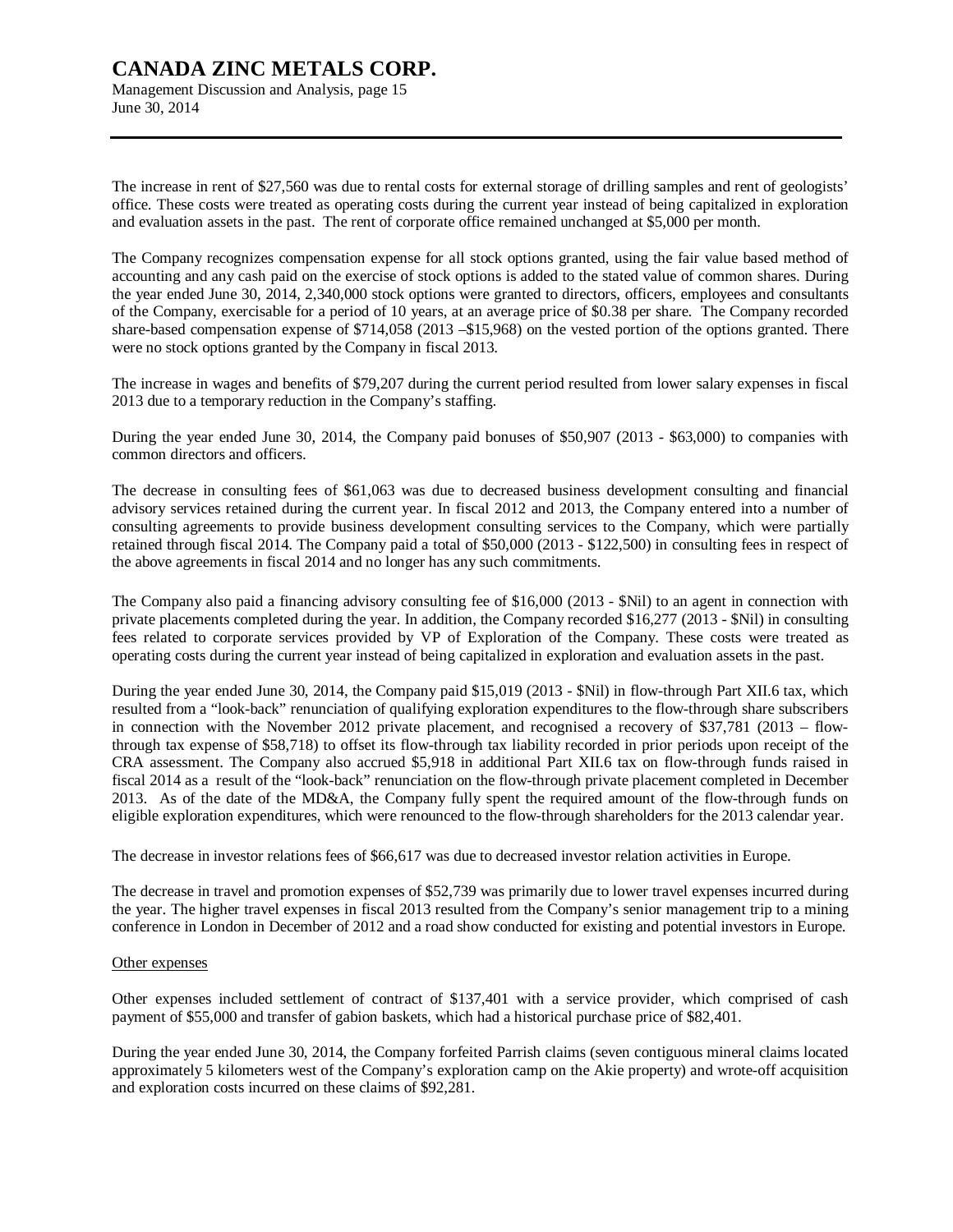The increase in rent of $27,560 was due to rental costs for external storage of drilling samples and rent of geologists' office. These costs were treated as operating costs during the current year instead of being capitalized in exploration and evaluation assets in the past. The rent of corporate office remained unchanged at $5,000 per month.

The Company recognizes compensation expense for all stock options granted, using the fair value based method of accounting and any cash paid on the exercise of stock options is added to the stated value of common shares. During the year ended June 30, 2014, 2,340,000 stock options were granted to directors, officers, employees and consultants of the Company, exercisable for a period of 10 years, at an average price of $0.38 per share. The Company recorded share-based compensation expense of $714,058 (2013 –$15,968) on the vested portion of the options granted. There were no stock options granted by the Company in fiscal 2013.

The increase in wages and benefits of $79,207 during the current period resulted from lower salary expenses in fiscal 2013 due to a temporary reduction in the Company's staffing.

During the year ended June 30, 2014, the Company paid bonuses of $50,907 (2013 - $63,000) to companies with common directors and officers.

The decrease in consulting fees of $61,063 was due to decreased business development consulting and financial advisory services retained during the current year. In fiscal 2012 and 2013, the Company entered into a number of consulting agreements to provide business development consulting services to the Company, which were partially retained through fiscal 2014. The Company paid a total of $50,000 (2013 - $122,500) in consulting fees in respect of the above agreements in fiscal 2014 and no longer has any such commitments.

The Company also paid a financing advisory consulting fee of $16,000 (2013 - $Nil) to an agent in connection with private placements completed during the year. In addition, the Company recorded $16,277 (2013 - $Nil) in consulting fees related to corporate services provided by VP of Exploration of the Company. These costs were treated as operating costs during the current year instead of being capitalized in exploration and evaluation assets in the past.

During the year ended June 30, 2014, the Company paid $15,019 (2013 - $Nil) in flow-through Part XII.6 tax, which resulted from a "look-back" renunciation of qualifying exploration expenditures to the flow-through share subscribers in connection with the November 2012 private placement, and recognised a recovery of $37,781 (2013 – flow-through tax expense of $58,718) to offset its flow-through tax liability recorded in prior periods upon receipt of the CRA assessment. The Company also accrued $5,918 in additional Part XII.6 tax on flow-through funds raised in fiscal 2014 as a result of the "look-back" renunciation on the flow-through private placement completed in December 2013. As of the date of the MD&A, the Company fully spent the required amount of the flow-through funds on eligible exploration expenditures, which were renounced to the flow-through shareholders for the 2013 calendar year.

The decrease in investor relations fees of $66,617 was due to decreased investor relation activities in Europe.

The decrease in travel and promotion expenses of $52,739 was primarily due to lower travel expenses incurred during the year. The higher travel expenses in fiscal 2013 resulted from the Company's senior management trip to a mining conference in London in December of 2012 and a road show conducted for existing and potential investors in Europe.

Other expenses

Other expenses included settlement of contract of $137,401 with a service provider, which comprised of cash payment of $55,000 and transfer of gabion baskets, which had a historical purchase price of $82,401.

During the year ended June 30, 2014, the Company forfeited Parrish claims (seven contiguous mineral claims located approximately 5 kilometers west of the Company's exploration camp on the Akie property) and wrote-off acquisition and exploration costs incurred on these claims of $92,281.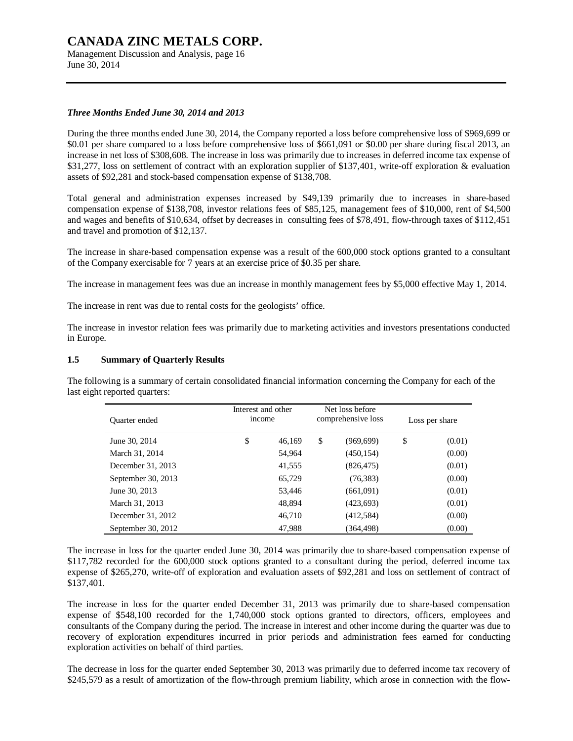***Three Months Ended June 30, 2014 and 2013***

During the three months ended June 30, 2014, the Company reported a loss before comprehensive loss of $969,699 or $0.01 per share compared to a loss before comprehensive loss of $661,091 or $0.00 per share during fiscal 2013, an increase in net loss of $308,608. The increase in loss was primarily due to increases in deferred income tax expense of $31,277, loss on settlement of contract with an exploration supplier of $137,401, write-off exploration & evaluation assets of $92,281 and stock-based compensation expense of $138,708.

Total general and administration expenses increased by $49,139 primarily due to increases in share-based compensation expense of $138,708, investor relations fees of $85,125, management fees of $10,000, rent of $4,500 and wages and benefits of $10,634, offset by decreases in consulting fees of $78,491, flow-through taxes of $112,451 and travel and promotion of $12,137.

The increase in share-based compensation expense was a result of the 600,000 stock options granted to a consultant of the Company exercisable for 7 years at an exercise price of $0.35 per share.

The increase in management fees was due an increase in monthly management fees by $5,000 effective May 1, 2014.

The increase in rent was due to rental costs for the geologists' office.

The increase in investor relation fees was primarily due to marketing activities and investors presentations conducted in Europe.

### 1.5 Summary of Quarterly Results

The following is a summary of certain consolidated financial information concerning the Company for each of the last eight reported quarters:

| Quarter ended | Interest and other income | Net loss before comprehensive loss | Loss per share |
|---|---|---|---|
| June 30, 2014 | $ 46,169 | $ (969,699) | $ (0.01) |
| March 31, 2014 | 54,964 | (450,154) | (0.00) |
| December 31, 2013 | 41,555 | (826,475) | (0.01) |
| September 30, 2013 | 65,729 | (76,383) | (0.00) |
| June 30, 2013 | 53,446 | (661,091) | (0.01) |
| March 31, 2013 | 48,894 | (423,693) | (0.01) |
| December 31, 2012 | 46,710 | (412,584) | (0.00) |
| September 30, 2012 | 47,988 | (364,498) | (0.00) |

The increase in loss for the quarter ended June 30, 2014 was primarily due to share-based compensation expense of $117,782 recorded for the 600,000 stock options granted to a consultant during the period, deferred income tax expense of $265,270, write-off of exploration and evaluation assets of $92,281 and loss on settlement of contract of $137,401.

The increase in loss for the quarter ended December 31, 2013 was primarily due to share-based compensation expense of $548,100 recorded for the 1,740,000 stock options granted to directors, officers, employees and consultants of the Company during the period. The increase in interest and other income during the quarter was due to recovery of exploration expenditures incurred in prior periods and administration fees earned for conducting exploration activities on behalf of third parties.

The decrease in loss for the quarter ended September 30, 2013 was primarily due to deferred income tax recovery of $245,579 as a result of amortization of the flow-through premium liability, which arose in connection with the flow-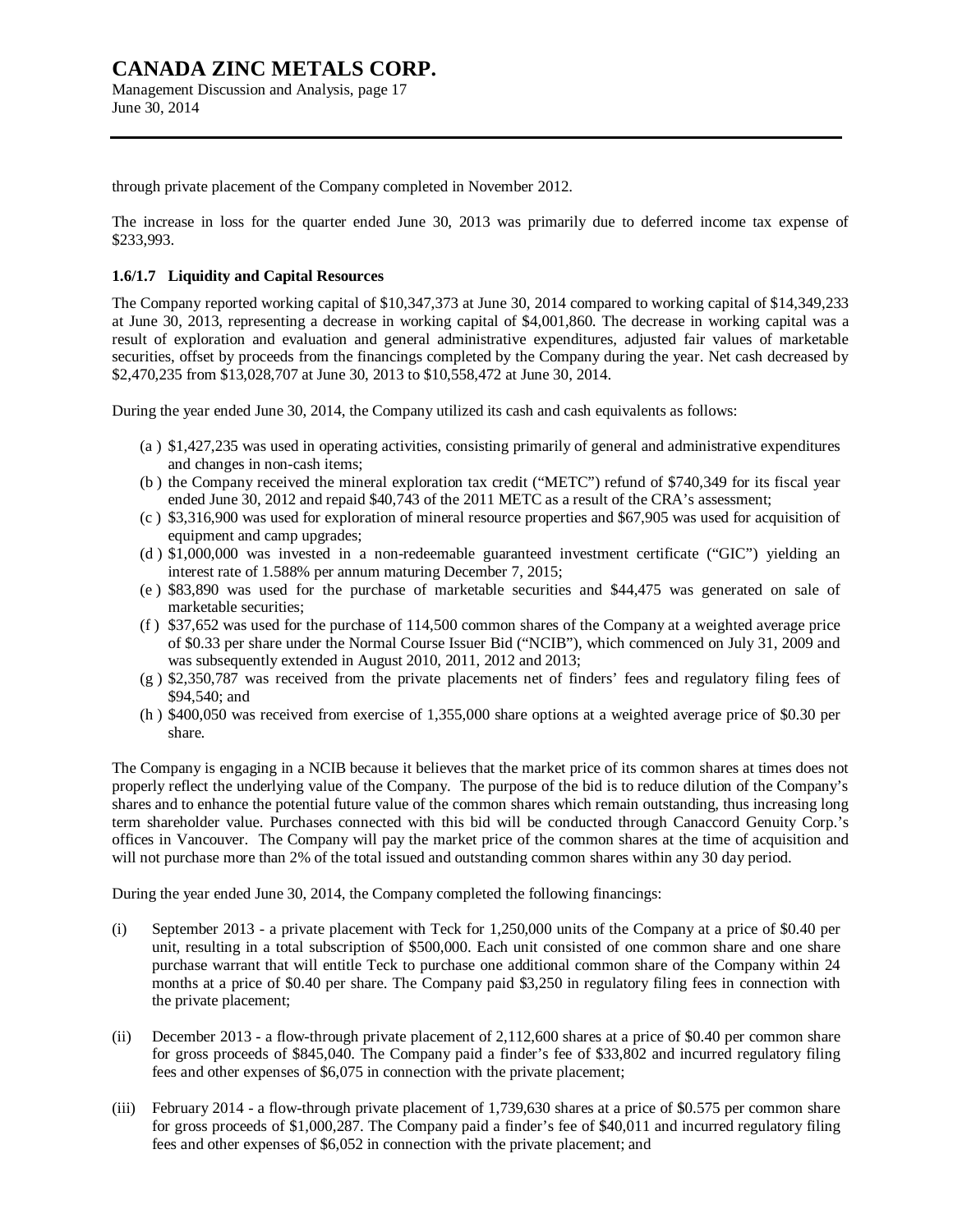through private placement of the Company completed in November 2012.

The increase in loss for the quarter ended June 30, 2013 was primarily due to deferred income tax expense of $233,993.

### 1.6/1.7 Liquidity and Capital Resources

The Company reported working capital of $10,347,373 at June 30, 2014 compared to working capital of $14,349,233 at June 30, 2013, representing a decrease in working capital of $4,001,860. The decrease in working capital was a result of exploration and evaluation and general administrative expenditures, adjusted fair values of marketable securities, offset by proceeds from the financings completed by the Company during the year. Net cash decreased by $2,470,235 from $13,028,707 at June 30, 2013 to $10,558,472 at June 30, 2014.

During the year ended June 30, 2014, the Company utilized its cash and cash equivalents as follows:

(a) $1,427,235 was used in operating activities, consisting primarily of general and administrative expenditures and changes in non-cash items;
(b) the Company received the mineral exploration tax credit ("METC") refund of $740,349 for its fiscal year ended June 30, 2012 and repaid $40,743 of the 2011 METC as a result of the CRA's assessment;
(c) $3,316,900 was used for exploration of mineral resource properties and $67,905 was used for acquisition of equipment and camp upgrades;
(d) $1,000,000 was invested in a non-redeemable guaranteed investment certificate ("GIC") yielding an interest rate of 1.588% per annum maturing December 7, 2015;
(e) $83,890 was used for the purchase of marketable securities and $44,475 was generated on sale of marketable securities;
(f) $37,652 was used for the purchase of 114,500 common shares of the Company at a weighted average price of $0.33 per share under the Normal Course Issuer Bid ("NCIB"), which commenced on July 31, 2009 and was subsequently extended in August 2010, 2011, 2012 and 2013;
(g) $2,350,787 was received from the private placements net of finders' fees and regulatory filing fees of $94,540; and
(h) $400,050 was received from exercise of 1,355,000 share options at a weighted average price of $0.30 per share.

The Company is engaging in a NCIB because it believes that the market price of its common shares at times does not properly reflect the underlying value of the Company. The purpose of the bid is to reduce dilution of the Company's shares and to enhance the potential future value of the common shares which remain outstanding, thus increasing long term shareholder value. Purchases connected with this bid will be conducted through Canaccord Genuity Corp.'s offices in Vancouver. The Company will pay the market price of the common shares at the time of acquisition and will not purchase more than 2% of the total issued and outstanding common shares within any 30 day period.

During the year ended June 30, 2014, the Company completed the following financings:

(i) September 2013 - a private placement with Teck for 1,250,000 units of the Company at a price of $0.40 per unit, resulting in a total subscription of $500,000. Each unit consisted of one common share and one share purchase warrant that will entitle Teck to purchase one additional common share of the Company within 24 months at a price of $0.40 per share. The Company paid $3,250 in regulatory filing fees in connection with the private placement;

(ii) December 2013 - a flow-through private placement of 2,112,600 shares at a price of $0.40 per common share for gross proceeds of $845,040. The Company paid a finder's fee of $33,802 and incurred regulatory filing fees and other expenses of $6,075 in connection with the private placement;

(iii) February 2014 - a flow-through private placement of 1,739,630 shares at a price of $0.575 per common share for gross proceeds of $1,000,287. The Company paid a finder's fee of $40,011 and incurred regulatory filing fees and other expenses of $6,052 in connection with the private placement; and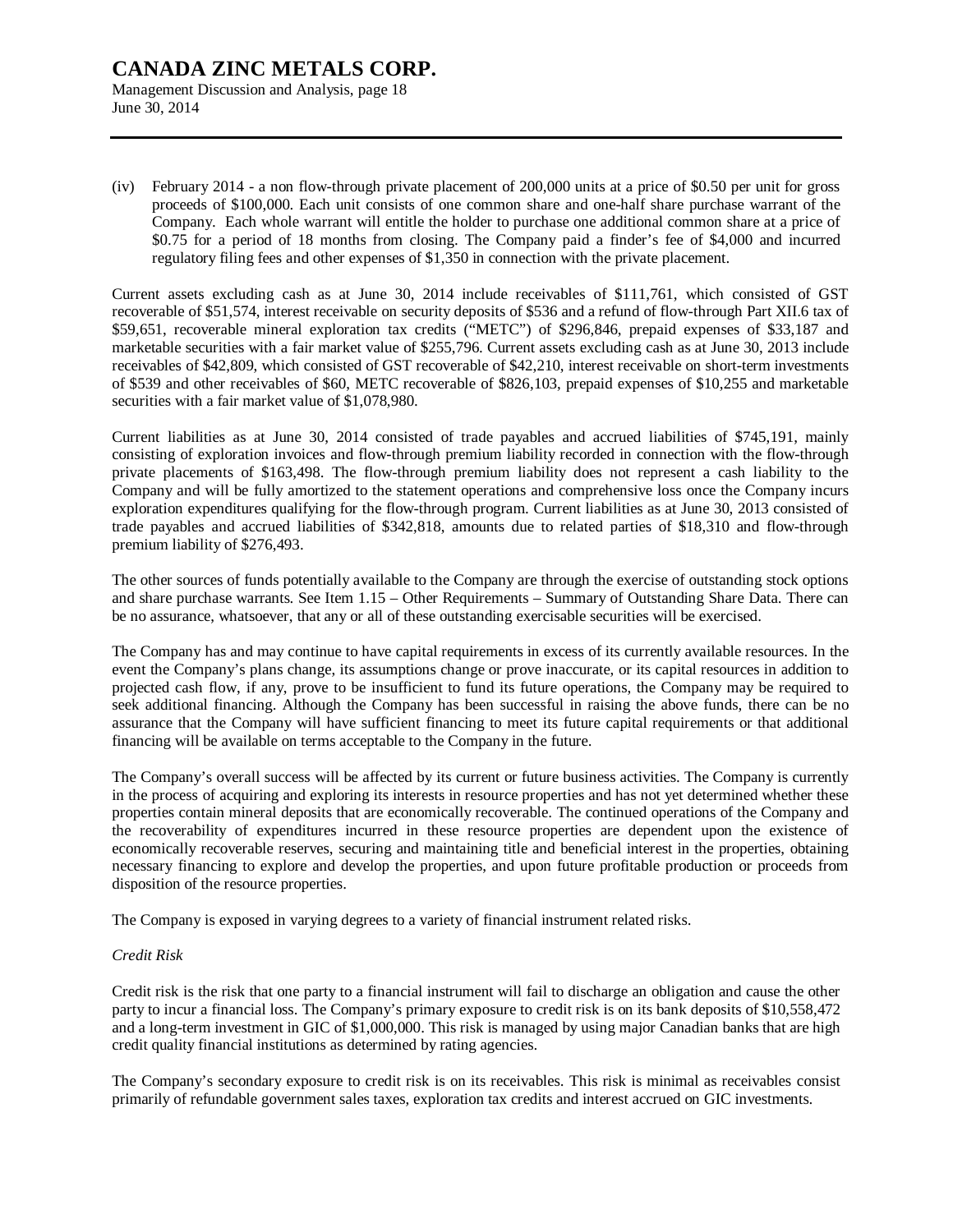(iv) February 2014 - a non flow-through private placement of 200,000 units at a price of $0.50 per unit for gross proceeds of $100,000. Each unit consists of one common share and one-half share purchase warrant of the Company. Each whole warrant will entitle the holder to purchase one additional common share at a price of $0.75 for a period of 18 months from closing. The Company paid a finder's fee of $4,000 and incurred regulatory filing fees and other expenses of $1,350 in connection with the private placement.

Current assets excluding cash as at June 30, 2014 include receivables of $111,761, which consisted of GST recoverable of $51,574, interest receivable on security deposits of $536 and a refund of flow-through Part XII.6 tax of $59,651, recoverable mineral exploration tax credits ("METC") of $296,846, prepaid expenses of $33,187 and marketable securities with a fair market value of $255,796. Current assets excluding cash as at June 30, 2013 include receivables of $42,809, which consisted of GST recoverable of $42,210, interest receivable on short-term investments of $539 and other receivables of $60, METC recoverable of $826,103, prepaid expenses of $10,255 and marketable securities with a fair market value of $1,078,980.

Current liabilities as at June 30, 2014 consisted of trade payables and accrued liabilities of $745,191, mainly consisting of exploration invoices and flow-through premium liability recorded in connection with the flow-through private placements of $163,498. The flow-through premium liability does not represent a cash liability to the Company and will be fully amortized to the statement operations and comprehensive loss once the Company incurs exploration expenditures qualifying for the flow-through program. Current liabilities as at June 30, 2013 consisted of trade payables and accrued liabilities of $342,818, amounts due to related parties of $18,310 and flow-through premium liability of $276,493.

The other sources of funds potentially available to the Company are through the exercise of outstanding stock options and share purchase warrants. See Item 1.15 – Other Requirements – Summary of Outstanding Share Data. There can be no assurance, whatsoever, that any or all of these outstanding exercisable securities will be exercised.

The Company has and may continue to have capital requirements in excess of its currently available resources. In the event the Company's plans change, its assumptions change or prove inaccurate, or its capital resources in addition to projected cash flow, if any, prove to be insufficient to fund its future operations, the Company may be required to seek additional financing. Although the Company has been successful in raising the above funds, there can be no assurance that the Company will have sufficient financing to meet its future capital requirements or that additional financing will be available on terms acceptable to the Company in the future.

The Company's overall success will be affected by its current or future business activities. The Company is currently in the process of acquiring and exploring its interests in resource properties and has not yet determined whether these properties contain mineral deposits that are economically recoverable. The continued operations of the Company and the recoverability of expenditures incurred in these resource properties are dependent upon the existence of economically recoverable reserves, securing and maintaining title and beneficial interest in the properties, obtaining necessary financing to explore and develop the properties, and upon future profitable production or proceeds from disposition of the resource properties.

The Company is exposed in varying degrees to a variety of financial instrument related risks.

*Credit Risk*

Credit risk is the risk that one party to a financial instrument will fail to discharge an obligation and cause the other party to incur a financial loss. The Company's primary exposure to credit risk is on its bank deposits of $10,558,472 and a long-term investment in GIC of $1,000,000. This risk is managed by using major Canadian banks that are high credit quality financial institutions as determined by rating agencies.

The Company's secondary exposure to credit risk is on its receivables. This risk is minimal as receivables consist primarily of refundable government sales taxes, exploration tax credits and interest accrued on GIC investments.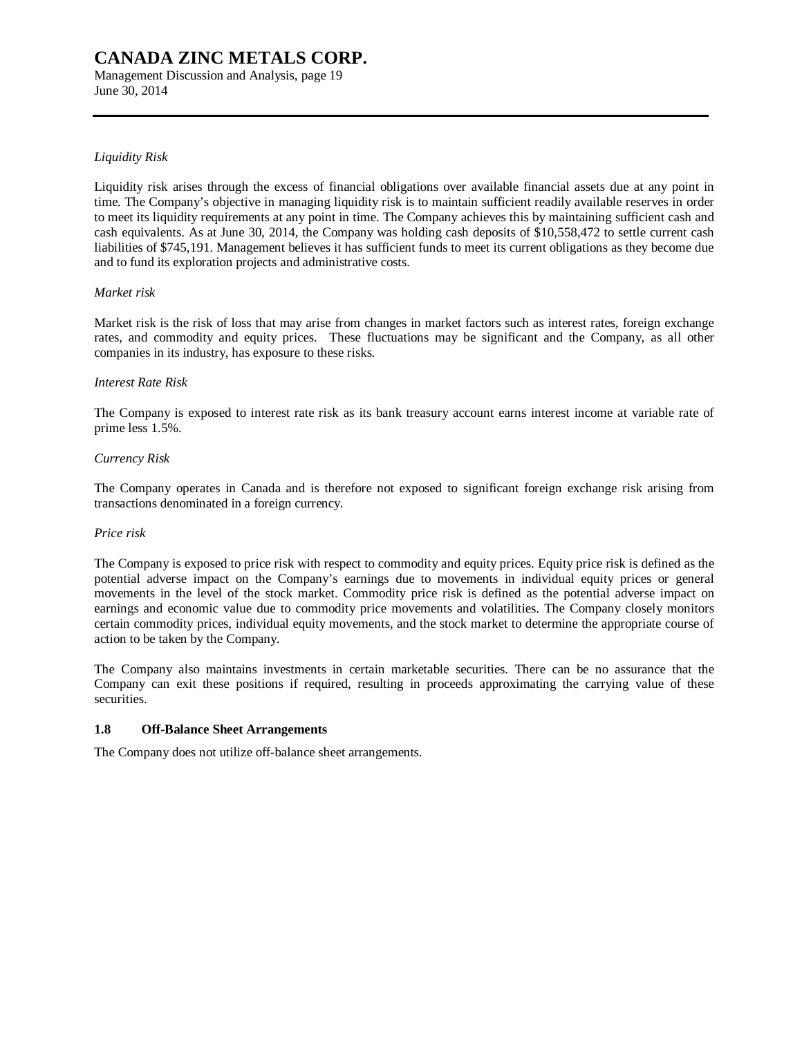*Liquidity Risk*

Liquidity risk arises through the excess of financial obligations over available financial assets due at any point in time. The Company's objective in managing liquidity risk is to maintain sufficient readily available reserves in order to meet its liquidity requirements at any point in time. The Company achieves this by maintaining sufficient cash and cash equivalents. As at June 30, 2014, the Company was holding cash deposits of $10,558,472 to settle current cash liabilities of $745,191. Management believes it has sufficient funds to meet its current obligations as they become due and to fund its exploration projects and administrative costs.

*Market risk*

Market risk is the risk of loss that may arise from changes in market factors such as interest rates, foreign exchange rates, and commodity and equity prices. These fluctuations may be significant and the Company, as all other companies in its industry, has exposure to these risks.

*Interest Rate Risk*

The Company is exposed to interest rate risk as its bank treasury account earns interest income at variable rate of prime less 1.5%.

*Currency Risk*

The Company operates in Canada and is therefore not exposed to significant foreign exchange risk arising from transactions denominated in a foreign currency.

*Price risk*

The Company is exposed to price risk with respect to commodity and equity prices. Equity price risk is defined as the potential adverse impact on the Company's earnings due to movements in individual equity prices or general movements in the level of the stock market. Commodity price risk is defined as the potential adverse impact on earnings and economic value due to commodity price movements and volatilities. The Company closely monitors certain commodity prices, individual equity movements, and the stock market to determine the appropriate course of action to be taken by the Company.

The Company also maintains investments in certain marketable securities. There can be no assurance that the Company can exit these positions if required, resulting in proceeds approximating the carrying value of these securities.

### 1.8 Off-Balance Sheet Arrangements

The Company does not utilize off-balance sheet arrangements.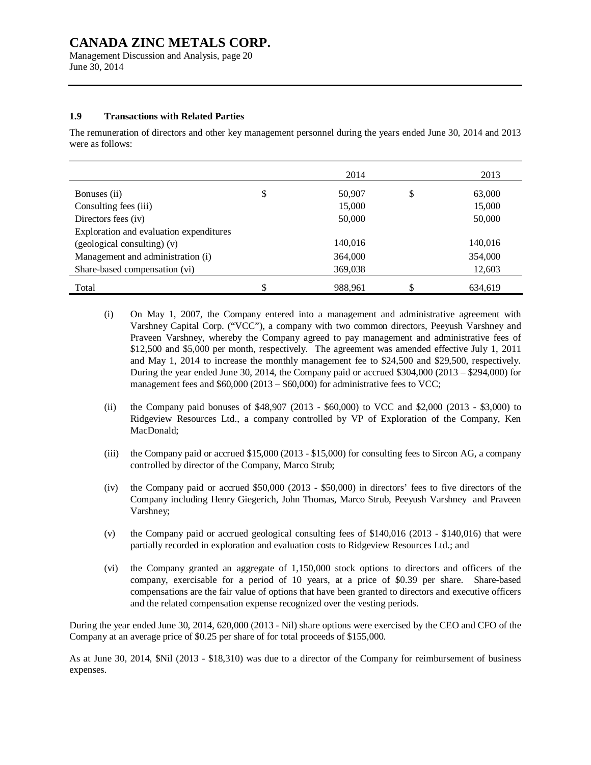### 1.9 Transactions with Related Parties

The remuneration of directors and other key management personnel during the years ended June 30, 2014 and 2013 were as follows:

| | | 2014 | | 2013 |
|---|---|---|---|---|
| Bonuses (ii) | $ | 50,907 | $ | 63,000 |
| Consulting fees (iii) | | 15,000 | | 15,000 |
| Directors fees (iv) | | 50,000 | | 50,000 |
| Exploration and evaluation expenditures (geological consulting) (v) | | 140,016 | | 140,016 |
| Management and administration (i) | | 364,000 | | 354,000 |
| Share-based compensation (vi) | | 369,038 | | 12,603 |
| Total | $ | 988,961 | $ | 634,619 |

(i) On May 1, 2007, the Company entered into a management and administrative agreement with Varshney Capital Corp. ("VCC"), a company with two common directors, Peeyush Varshney and Praveen Varshney, whereby the Company agreed to pay management and administrative fees of $12,500 and $5,000 per month, respectively. The agreement was amended effective July 1, 2011 and May 1, 2014 to increase the monthly management fee to $24,500 and $29,500, respectively. During the year ended June 30, 2014, the Company paid or accrued $304,000 (2013 – $294,000) for management fees and $60,000 (2013 – $60,000) for administrative fees to VCC;

(ii) the Company paid bonuses of $48,907 (2013 - $60,000) to VCC and $2,000 (2013 - $3,000) to Ridgeview Resources Ltd., a company controlled by VP of Exploration of the Company, Ken MacDonald;

(iii) the Company paid or accrued $15,000 (2013 - $15,000) for consulting fees to Sircon AG, a company controlled by director of the Company, Marco Strub;

(iv) the Company paid or accrued $50,000 (2013 - $50,000) in directors' fees to five directors of the Company including Henry Giegerich, John Thomas, Marco Strub, Peeyush Varshney and Praveen Varshney;

(v) the Company paid or accrued geological consulting fees of $140,016 (2013 - $140,016) that were partially recorded in exploration and evaluation costs to Ridgeview Resources Ltd.; and

(vi) the Company granted an aggregate of 1,150,000 stock options to directors and officers of the company, exercisable for a period of 10 years, at a price of $0.39 per share. Share-based compensations are the fair value of options that have been granted to directors and executive officers and the related compensation expense recognized over the vesting periods.

During the year ended June 30, 2014, 620,000 (2013 - Nil) share options were exercised by the CEO and CFO of the Company at an average price of $0.25 per share of for total proceeds of $155,000.

As at June 30, 2014, $Nil (2013 - $18,310) was due to a director of the Company for reimbursement of business expenses.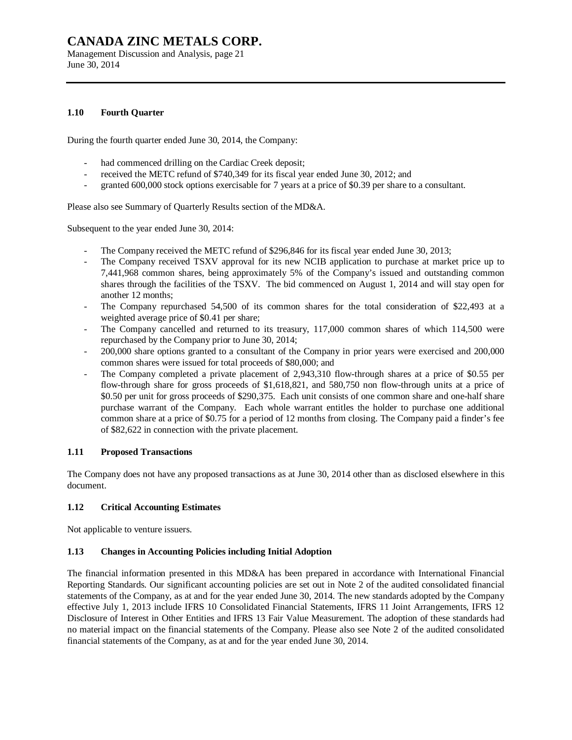### 1.10 Fourth Quarter

During the fourth quarter ended June 30, 2014, the Company:

- had commenced drilling on the Cardiac Creek deposit;
- received the METC refund of $740,349 for its fiscal year ended June 30, 2012; and
- granted 600,000 stock options exercisable for 7 years at a price of $0.39 per share to a consultant.

Please also see Summary of Quarterly Results section of the MD&A.

Subsequent to the year ended June 30, 2014:

- The Company received the METC refund of $296,846 for its fiscal year ended June 30, 2013;
- The Company received TSXV approval for its new NCIB application to purchase at market price up to 7,441,968 common shares, being approximately 5% of the Company's issued and outstanding common shares through the facilities of the TSXV. The bid commenced on August 1, 2014 and will stay open for another 12 months;
- The Company repurchased 54,500 of its common shares for the total consideration of $22,493 at a weighted average price of $0.41 per share;
- The Company cancelled and returned to its treasury, 117,000 common shares of which 114,500 were repurchased by the Company prior to June 30, 2014;
- 200,000 share options granted to a consultant of the Company in prior years were exercised and 200,000 common shares were issued for total proceeds of $80,000; and
- The Company completed a private placement of 2,943,310 flow-through shares at a price of $0.55 per flow-through share for gross proceeds of $1,618,821, and 580,750 non flow-through units at a price of $0.50 per unit for gross proceeds of $290,375. Each unit consists of one common share and one-half share purchase warrant of the Company. Each whole warrant entitles the holder to purchase one additional common share at a price of $0.75 for a period of 12 months from closing. The Company paid a finder's fee of $82,622 in connection with the private placement.

### 1.11 Proposed Transactions

The Company does not have any proposed transactions as at June 30, 2014 other than as disclosed elsewhere in this document.

### 1.12 Critical Accounting Estimates

Not applicable to venture issuers.

### 1.13 Changes in Accounting Policies including Initial Adoption

The financial information presented in this MD&A has been prepared in accordance with International Financial Reporting Standards. Our significant accounting policies are set out in Note 2 of the audited consolidated financial statements of the Company, as at and for the year ended June 30, 2014. The new standards adopted by the Company effective July 1, 2013 include IFRS 10 Consolidated Financial Statements, IFRS 11 Joint Arrangements, IFRS 12 Disclosure of Interest in Other Entities and IFRS 13 Fair Value Measurement. The adoption of these standards had no material impact on the financial statements of the Company. Please also see Note 2 of the audited consolidated financial statements of the Company, as at and for the year ended June 30, 2014.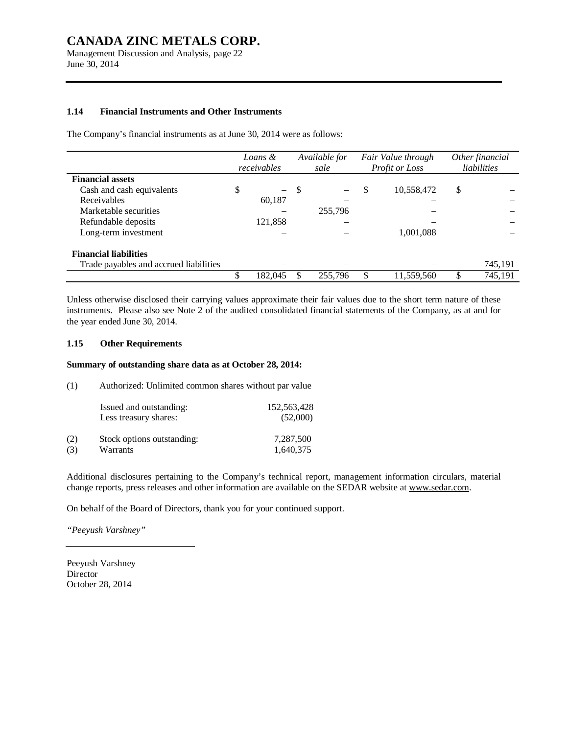### 1.14 Financial Instruments and Other Instruments

The Company's financial instruments as at June 30, 2014 were as follows:

| | *Loans & receivables* | *Available for sale* | *Fair Value through Profit or Loss* | *Other financial liabilities* |
|---|---|---|---|---|
| **Financial assets** | | | | |
| Cash and cash equivalents | $ – | $ – | $ 10,558,472 | $ – |
| Receivables | 60,187 | – | – | – |
| Marketable securities | – | 255,796 | – | – |
| Refundable deposits | 121,858 | – | – | – |
| Long-term investment | – | – | 1,001,088 | – |
| **Financial liabilities** | | | | |
| Trade payables and accrued liabilities | – | – | – | 745,191 |
| | $ 182,045 | $ 255,796 | $ 11,559,560 | $ 745,191 |

Unless otherwise disclosed their carrying values approximate their fair values due to the short term nature of these instruments. Please also see Note 2 of the audited consolidated financial statements of the Company, as at and for the year ended June 30, 2014.

### 1.15 Other Requirements

**Summary of outstanding share data as at October 28, 2014:**

(1) Authorized: Unlimited common shares without par value

| | | |
|---|---|---|
| | Issued and outstanding: | 152,563,428 |
| | Less treasury shares: | (52,000) |
| (2) | Stock options outstanding: | 7,287,500 |
| (3) | Warrants | 1,640,375 |

Additional disclosures pertaining to the Company's technical report, management information circulars, material change reports, press releases and other information are available on the SEDAR website at www.sedar.com.

On behalf of the Board of Directors, thank you for your continued support.

*"Peeyush Varshney"*

Peeyush Varshney
Director
October 28, 2014